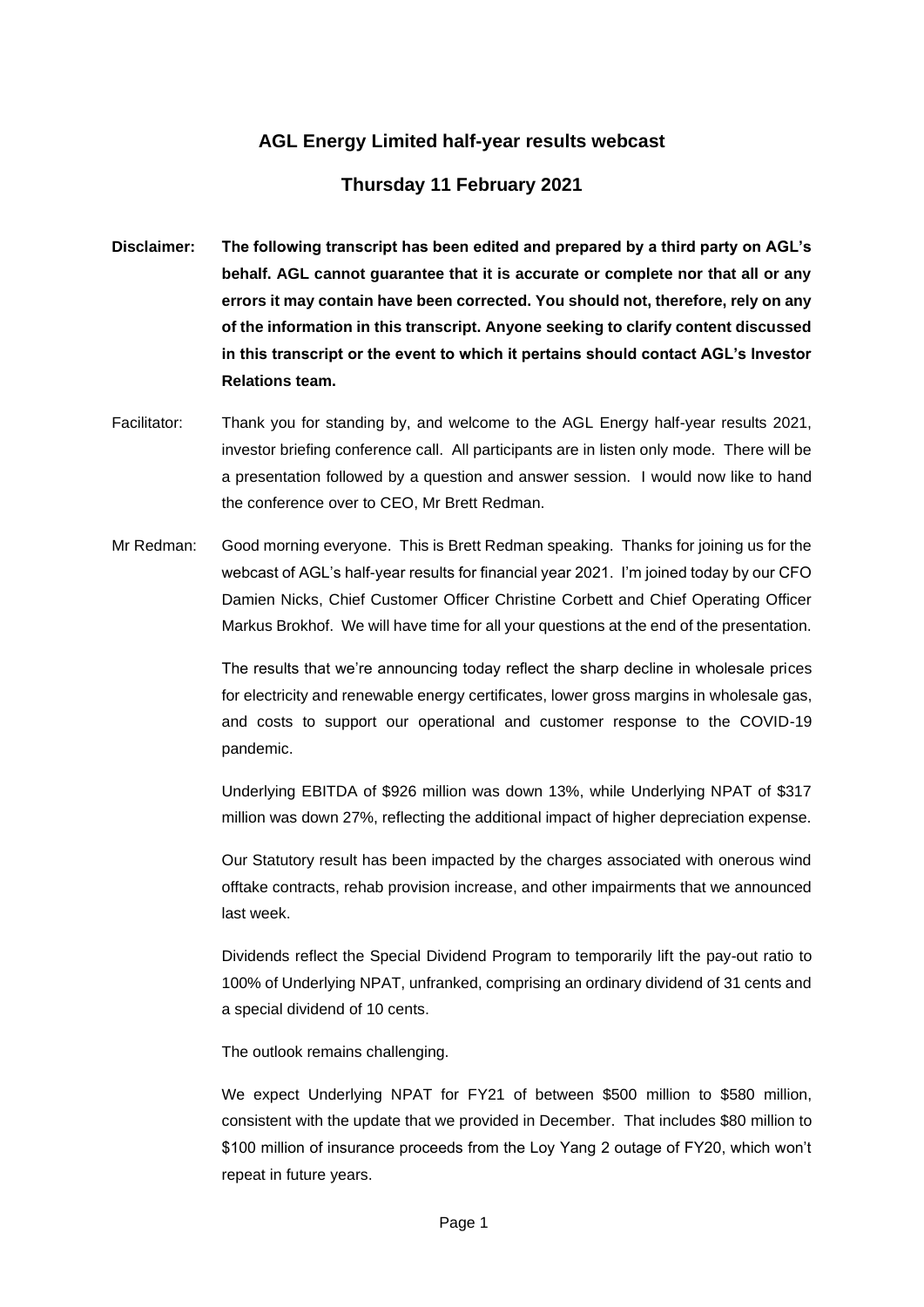# AGL Energy Limited half-year results webcast

## Thursday 11 February 2021

**Disclaimer: The following transcript has been edited and prepared by a third party on AGL's behalf. AGL cannot guarantee that it is accurate or complete nor that all or any errors it may contain have been corrected. You should not, therefore, rely on any of the information in this transcript. Anyone seeking to clarify content discussed in this transcript or the event to which it pertains should contact AGL's Investor Relations team.**

Facilitator: Thank you for standing by, and welcome to the AGL Energy half-year results 2021, investor briefing conference call. All participants are in listen only mode. There will be a presentation followed by a question and answer session. I would now like to hand the conference over to CEO, Mr Brett Redman.

Mr Redman: Good morning everyone. This is Brett Redman speaking. Thanks for joining us for the webcast of AGL's half-year results for financial year 2021. I'm joined today by our CFO Damien Nicks, Chief Customer Officer Christine Corbett and Chief Operating Officer Markus Brokhof. We will have time for all your questions at the end of the presentation.

The results that we're announcing today reflect the sharp decline in wholesale prices for electricity and renewable energy certificates, lower gross margins in wholesale gas, and costs to support our operational and customer response to the COVID-19 pandemic.

Underlying EBITDA of $926 million was down 13%, while Underlying NPAT of $317 million was down 27%, reflecting the additional impact of higher depreciation expense.

Our Statutory result has been impacted by the charges associated with onerous wind offtake contracts, rehab provision increase, and other impairments that we announced last week.

Dividends reflect the Special Dividend Program to temporarily lift the pay-out ratio to 100% of Underlying NPAT, unfranked, comprising an ordinary dividend of 31 cents and a special dividend of 10 cents.

The outlook remains challenging.

We expect Underlying NPAT for FY21 of between $500 million to $580 million, consistent with the update that we provided in December. That includes $80 million to $100 million of insurance proceeds from the Loy Yang 2 outage of FY20, which won't repeat in future years.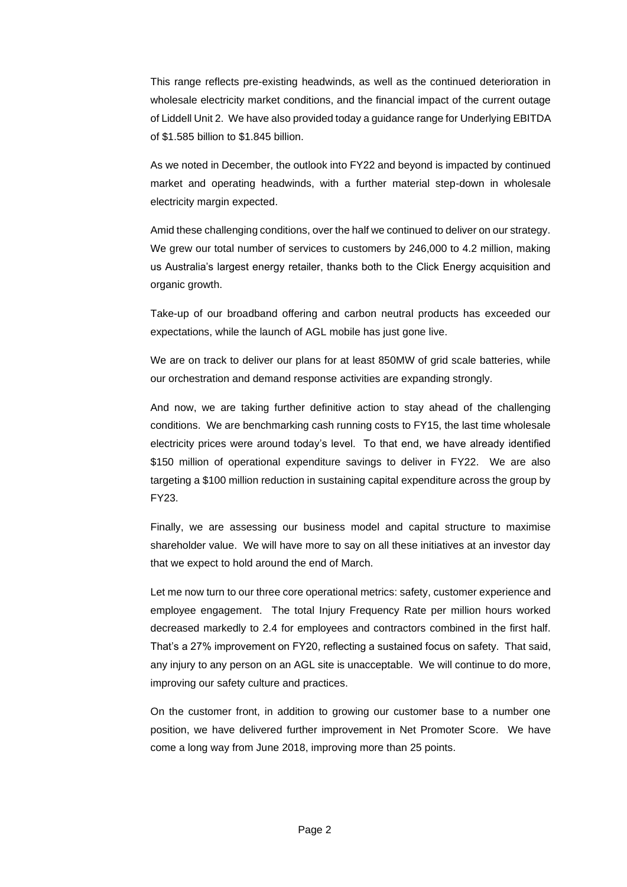This range reflects pre-existing headwinds, as well as the continued deterioration in wholesale electricity market conditions, and the financial impact of the current outage of Liddell Unit 2. We have also provided today a guidance range for Underlying EBITDA of $1.585 billion to $1.845 billion.

As we noted in December, the outlook into FY22 and beyond is impacted by continued market and operating headwinds, with a further material step-down in wholesale electricity margin expected.

Amid these challenging conditions, over the half we continued to deliver on our strategy. We grew our total number of services to customers by 246,000 to 4.2 million, making us Australia's largest energy retailer, thanks both to the Click Energy acquisition and organic growth.

Take-up of our broadband offering and carbon neutral products has exceeded our expectations, while the launch of AGL mobile has just gone live.

We are on track to deliver our plans for at least 850MW of grid scale batteries, while our orchestration and demand response activities are expanding strongly.

And now, we are taking further definitive action to stay ahead of the challenging conditions. We are benchmarking cash running costs to FY15, the last time wholesale electricity prices were around today's level. To that end, we have already identified $150 million of operational expenditure savings to deliver in FY22. We are also targeting a $100 million reduction in sustaining capital expenditure across the group by FY23.

Finally, we are assessing our business model and capital structure to maximise shareholder value. We will have more to say on all these initiatives at an investor day that we expect to hold around the end of March.

Let me now turn to our three core operational metrics: safety, customer experience and employee engagement. The total Injury Frequency Rate per million hours worked decreased markedly to 2.4 for employees and contractors combined in the first half. That's a 27% improvement on FY20, reflecting a sustained focus on safety. That said, any injury to any person on an AGL site is unacceptable. We will continue to do more, improving our safety culture and practices.

On the customer front, in addition to growing our customer base to a number one position, we have delivered further improvement in Net Promoter Score. We have come a long way from June 2018, improving more than 25 points.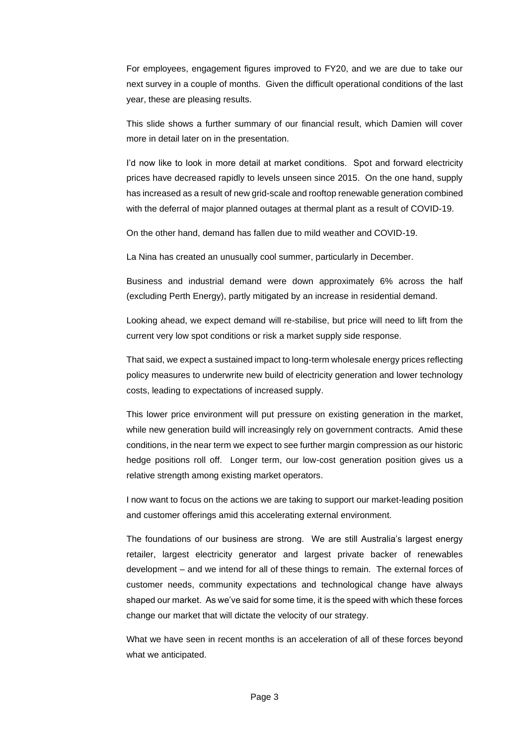For employees, engagement figures improved to FY20, and we are due to take our next survey in a couple of months. Given the difficult operational conditions of the last year, these are pleasing results.

This slide shows a further summary of our financial result, which Damien will cover more in detail later on in the presentation.

I'd now like to look in more detail at market conditions. Spot and forward electricity prices have decreased rapidly to levels unseen since 2015. On the one hand, supply has increased as a result of new grid-scale and rooftop renewable generation combined with the deferral of major planned outages at thermal plant as a result of COVID-19.

On the other hand, demand has fallen due to mild weather and COVID-19.

La Nina has created an unusually cool summer, particularly in December.

Business and industrial demand were down approximately 6% across the half (excluding Perth Energy), partly mitigated by an increase in residential demand.

Looking ahead, we expect demand will re-stabilise, but price will need to lift from the current very low spot conditions or risk a market supply side response.

That said, we expect a sustained impact to long-term wholesale energy prices reflecting policy measures to underwrite new build of electricity generation and lower technology costs, leading to expectations of increased supply.

This lower price environment will put pressure on existing generation in the market, while new generation build will increasingly rely on government contracts. Amid these conditions, in the near term we expect to see further margin compression as our historic hedge positions roll off. Longer term, our low-cost generation position gives us a relative strength among existing market operators.

I now want to focus on the actions we are taking to support our market-leading position and customer offerings amid this accelerating external environment.

The foundations of our business are strong. We are still Australia's largest energy retailer, largest electricity generator and largest private backer of renewables development – and we intend for all of these things to remain. The external forces of customer needs, community expectations and technological change have always shaped our market. As we've said for some time, it is the speed with which these forces change our market that will dictate the velocity of our strategy.

What we have seen in recent months is an acceleration of all of these forces beyond what we anticipated.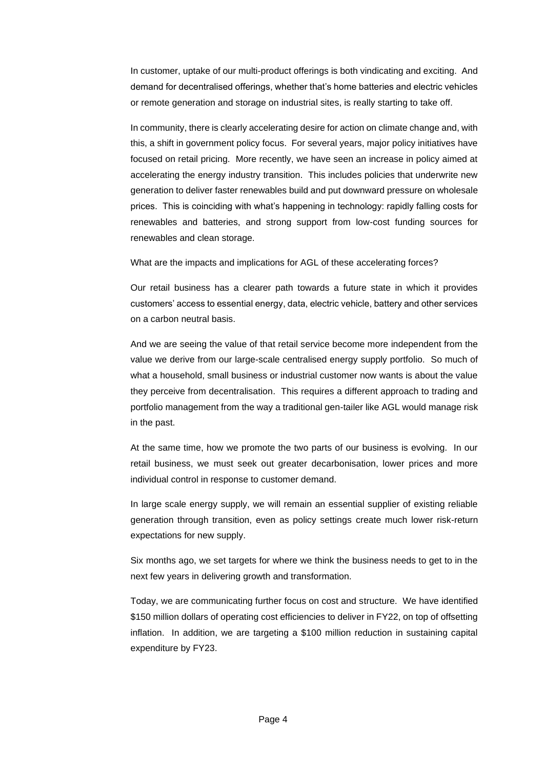In customer, uptake of our multi-product offerings is both vindicating and exciting. And demand for decentralised offerings, whether that's home batteries and electric vehicles or remote generation and storage on industrial sites, is really starting to take off.

In community, there is clearly accelerating desire for action on climate change and, with this, a shift in government policy focus. For several years, major policy initiatives have focused on retail pricing. More recently, we have seen an increase in policy aimed at accelerating the energy industry transition. This includes policies that underwrite new generation to deliver faster renewables build and put downward pressure on wholesale prices. This is coinciding with what's happening in technology: rapidly falling costs for renewables and batteries, and strong support from low-cost funding sources for renewables and clean storage.

What are the impacts and implications for AGL of these accelerating forces?

Our retail business has a clearer path towards a future state in which it provides customers' access to essential energy, data, electric vehicle, battery and other services on a carbon neutral basis.

And we are seeing the value of that retail service become more independent from the value we derive from our large-scale centralised energy supply portfolio. So much of what a household, small business or industrial customer now wants is about the value they perceive from decentralisation. This requires a different approach to trading and portfolio management from the way a traditional gen-tailer like AGL would manage risk in the past.

At the same time, how we promote the two parts of our business is evolving. In our retail business, we must seek out greater decarbonisation, lower prices and more individual control in response to customer demand.

In large scale energy supply, we will remain an essential supplier of existing reliable generation through transition, even as policy settings create much lower risk-return expectations for new supply.

Six months ago, we set targets for where we think the business needs to get to in the next few years in delivering growth and transformation.

Today, we are communicating further focus on cost and structure. We have identified $150 million dollars of operating cost efficiencies to deliver in FY22, on top of offsetting inflation. In addition, we are targeting a $100 million reduction in sustaining capital expenditure by FY23.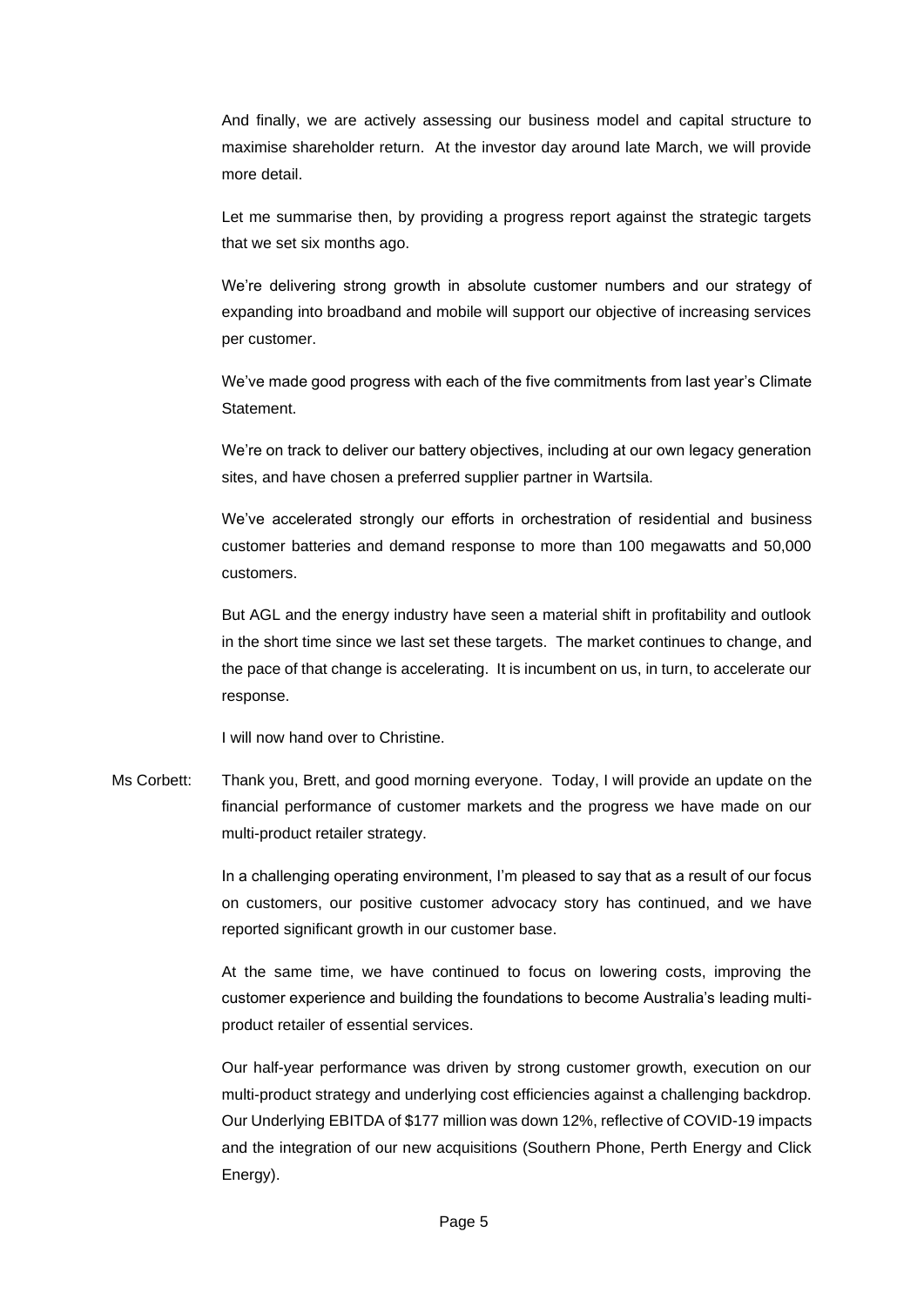And finally, we are actively assessing our business model and capital structure to maximise shareholder return. At the investor day around late March, we will provide more detail.

Let me summarise then, by providing a progress report against the strategic targets that we set six months ago.

We're delivering strong growth in absolute customer numbers and our strategy of expanding into broadband and mobile will support our objective of increasing services per customer.

We've made good progress with each of the five commitments from last year's Climate Statement.

We're on track to deliver our battery objectives, including at our own legacy generation sites, and have chosen a preferred supplier partner in Wartsila.

We've accelerated strongly our efforts in orchestration of residential and business customer batteries and demand response to more than 100 megawatts and 50,000 customers.

But AGL and the energy industry have seen a material shift in profitability and outlook in the short time since we last set these targets. The market continues to change, and the pace of that change is accelerating. It is incumbent on us, in turn, to accelerate our response.

I will now hand over to Christine.

Ms Corbett: Thank you, Brett, and good morning everyone. Today, I will provide an update on the financial performance of customer markets and the progress we have made on our multi-product retailer strategy.

In a challenging operating environment, I'm pleased to say that as a result of our focus on customers, our positive customer advocacy story has continued, and we have reported significant growth in our customer base.

At the same time, we have continued to focus on lowering costs, improving the customer experience and building the foundations to become Australia's leading multi-product retailer of essential services.

Our half-year performance was driven by strong customer growth, execution on our multi-product strategy and underlying cost efficiencies against a challenging backdrop. Our Underlying EBITDA of $177 million was down 12%, reflective of COVID-19 impacts and the integration of our new acquisitions (Southern Phone, Perth Energy and Click Energy).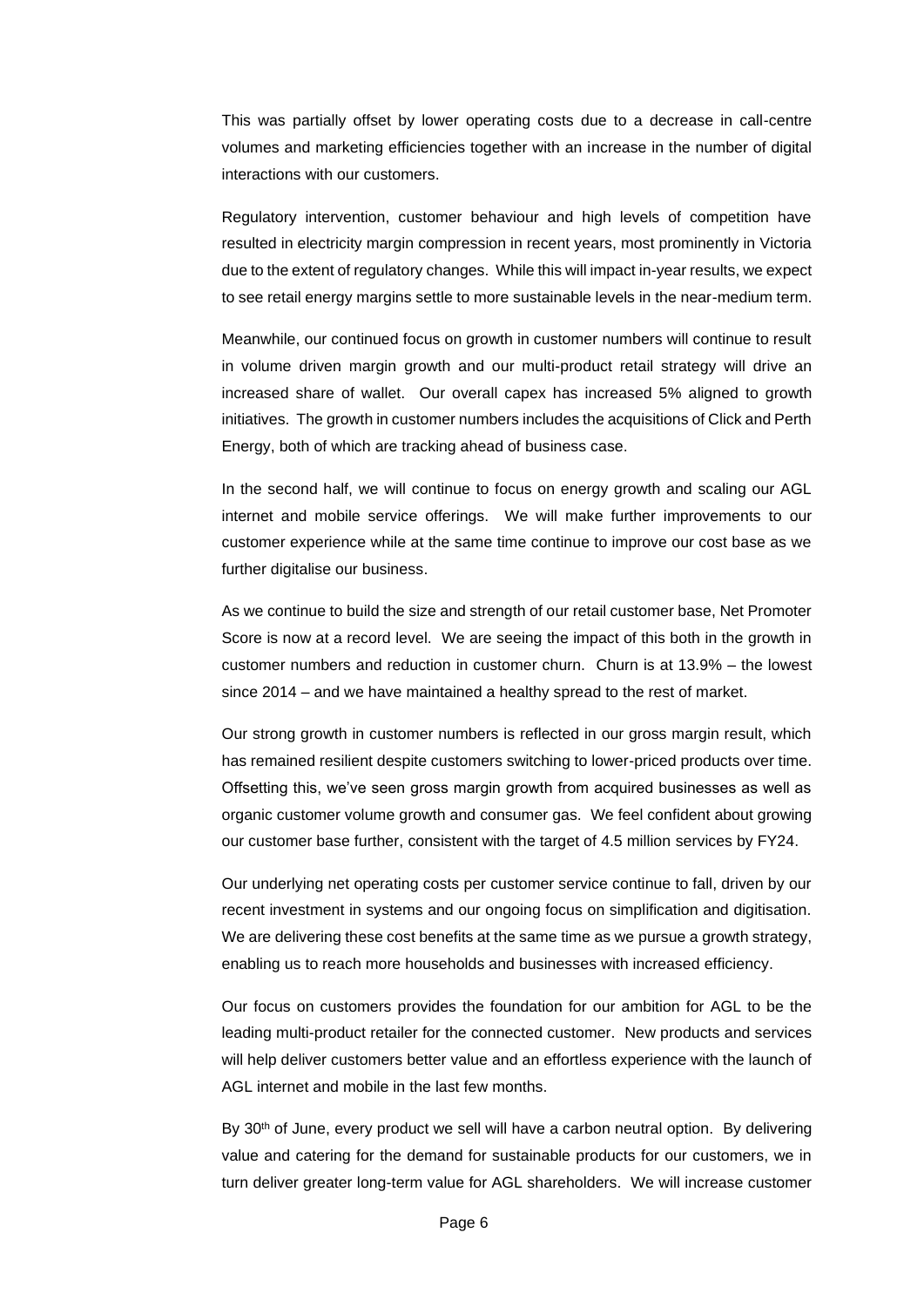This was partially offset by lower operating costs due to a decrease in call-centre volumes and marketing efficiencies together with an increase in the number of digital interactions with our customers.

Regulatory intervention, customer behaviour and high levels of competition have resulted in electricity margin compression in recent years, most prominently in Victoria due to the extent of regulatory changes. While this will impact in-year results, we expect to see retail energy margins settle to more sustainable levels in the near-medium term.

Meanwhile, our continued focus on growth in customer numbers will continue to result in volume driven margin growth and our multi-product retail strategy will drive an increased share of wallet. Our overall capex has increased 5% aligned to growth initiatives. The growth in customer numbers includes the acquisitions of Click and Perth Energy, both of which are tracking ahead of business case.

In the second half, we will continue to focus on energy growth and scaling our AGL internet and mobile service offerings. We will make further improvements to our customer experience while at the same time continue to improve our cost base as we further digitalise our business.

As we continue to build the size and strength of our retail customer base, Net Promoter Score is now at a record level. We are seeing the impact of this both in the growth in customer numbers and reduction in customer churn. Churn is at 13.9% – the lowest since 2014 – and we have maintained a healthy spread to the rest of market.

Our strong growth in customer numbers is reflected in our gross margin result, which has remained resilient despite customers switching to lower-priced products over time. Offsetting this, we've seen gross margin growth from acquired businesses as well as organic customer volume growth and consumer gas. We feel confident about growing our customer base further, consistent with the target of 4.5 million services by FY24.

Our underlying net operating costs per customer service continue to fall, driven by our recent investment in systems and our ongoing focus on simplification and digitisation. We are delivering these cost benefits at the same time as we pursue a growth strategy, enabling us to reach more households and businesses with increased efficiency.

Our focus on customers provides the foundation for our ambition for AGL to be the leading multi-product retailer for the connected customer. New products and services will help deliver customers better value and an effortless experience with the launch of AGL internet and mobile in the last few months.

By 30th of June, every product we sell will have a carbon neutral option. By delivering value and catering for the demand for sustainable products for our customers, we in turn deliver greater long-term value for AGL shareholders. We will increase customer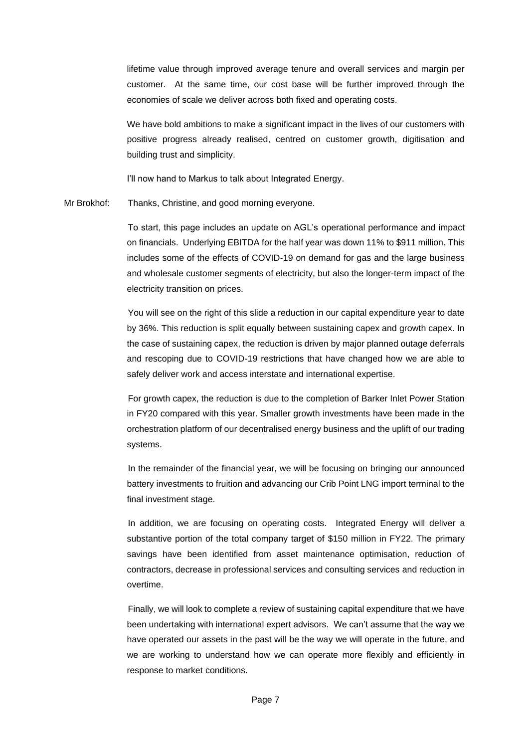lifetime value through improved average tenure and overall services and margin per customer. At the same time, our cost base will be further improved through the economies of scale we deliver across both fixed and operating costs.

We have bold ambitions to make a significant impact in the lives of our customers with positive progress already realised, centred on customer growth, digitisation and building trust and simplicity.

I'll now hand to Markus to talk about Integrated Energy.

Mr Brokhof: Thanks, Christine, and good morning everyone.

To start, this page includes an update on AGL's operational performance and impact on financials. Underlying EBITDA for the half year was down 11% to $911 million. This includes some of the effects of COVID-19 on demand for gas and the large business and wholesale customer segments of electricity, but also the longer-term impact of the electricity transition on prices.

You will see on the right of this slide a reduction in our capital expenditure year to date by 36%. This reduction is split equally between sustaining capex and growth capex. In the case of sustaining capex, the reduction is driven by major planned outage deferrals and rescoping due to COVID-19 restrictions that have changed how we are able to safely deliver work and access interstate and international expertise.

For growth capex, the reduction is due to the completion of Barker Inlet Power Station in FY20 compared with this year. Smaller growth investments have been made in the orchestration platform of our decentralised energy business and the uplift of our trading systems.

In the remainder of the financial year, we will be focusing on bringing our announced battery investments to fruition and advancing our Crib Point LNG import terminal to the final investment stage.

In addition, we are focusing on operating costs. Integrated Energy will deliver a substantive portion of the total company target of $150 million in FY22. The primary savings have been identified from asset maintenance optimisation, reduction of contractors, decrease in professional services and consulting services and reduction in overtime.

Finally, we will look to complete a review of sustaining capital expenditure that we have been undertaking with international expert advisors. We can't assume that the way we have operated our assets in the past will be the way we will operate in the future, and we are working to understand how we can operate more flexibly and efficiently in response to market conditions.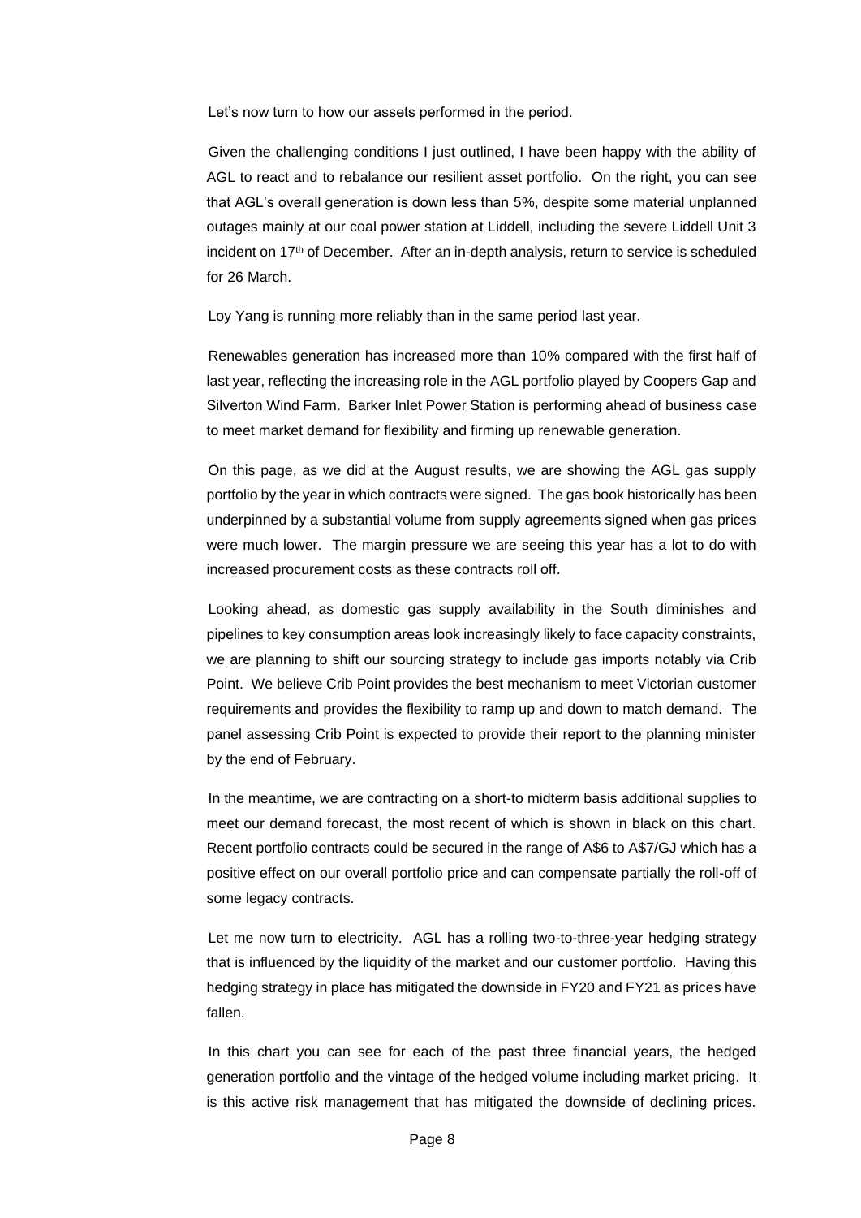Let's now turn to how our assets performed in the period.

Given the challenging conditions I just outlined, I have been happy with the ability of AGL to react and to rebalance our resilient asset portfolio. On the right, you can see that AGL's overall generation is down less than 5%, despite some material unplanned outages mainly at our coal power station at Liddell, including the severe Liddell Unit 3 incident on 17th of December. After an in-depth analysis, return to service is scheduled for 26 March.

Loy Yang is running more reliably than in the same period last year.

Renewables generation has increased more than 10% compared with the first half of last year, reflecting the increasing role in the AGL portfolio played by Coopers Gap and Silverton Wind Farm. Barker Inlet Power Station is performing ahead of business case to meet market demand for flexibility and firming up renewable generation.

On this page, as we did at the August results, we are showing the AGL gas supply portfolio by the year in which contracts were signed. The gas book historically has been underpinned by a substantial volume from supply agreements signed when gas prices were much lower. The margin pressure we are seeing this year has a lot to do with increased procurement costs as these contracts roll off.

Looking ahead, as domestic gas supply availability in the South diminishes and pipelines to key consumption areas look increasingly likely to face capacity constraints, we are planning to shift our sourcing strategy to include gas imports notably via Crib Point. We believe Crib Point provides the best mechanism to meet Victorian customer requirements and provides the flexibility to ramp up and down to match demand. The panel assessing Crib Point is expected to provide their report to the planning minister by the end of February.

In the meantime, we are contracting on a short-to midterm basis additional supplies to meet our demand forecast, the most recent of which is shown in black on this chart. Recent portfolio contracts could be secured in the range of A$6 to A$7/GJ which has a positive effect on our overall portfolio price and can compensate partially the roll-off of some legacy contracts.

Let me now turn to electricity. AGL has a rolling two-to-three-year hedging strategy that is influenced by the liquidity of the market and our customer portfolio. Having this hedging strategy in place has mitigated the downside in FY20 and FY21 as prices have fallen.

In this chart you can see for each of the past three financial years, the hedged generation portfolio and the vintage of the hedged volume including market pricing. It is this active risk management that has mitigated the downside of declining prices.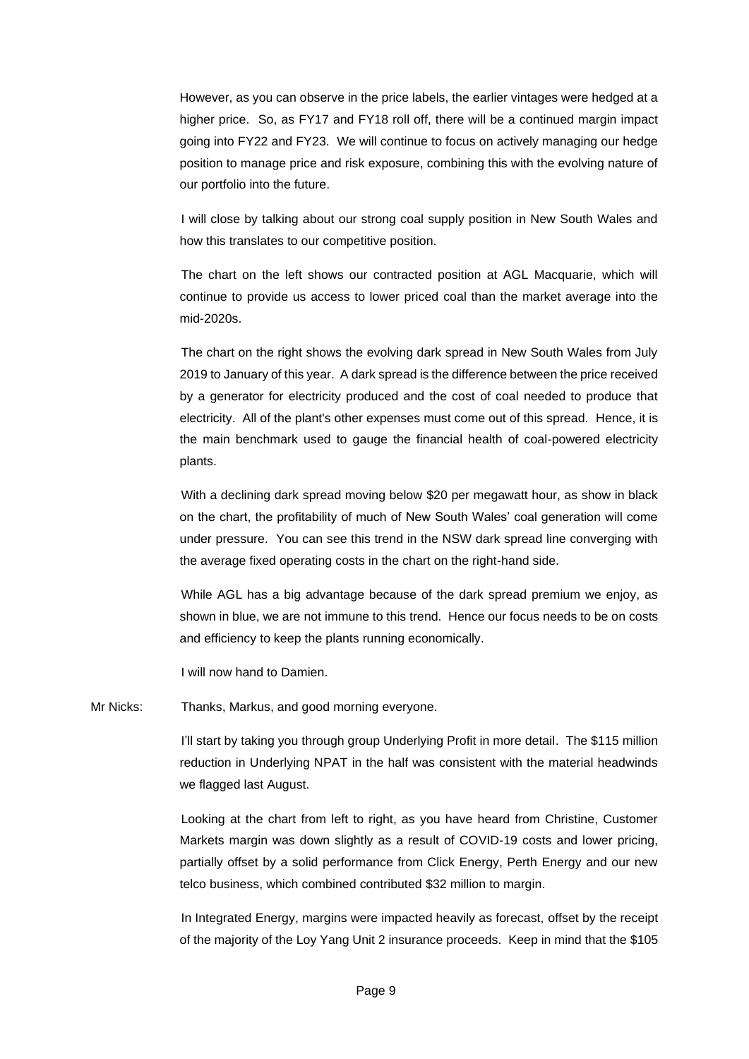However, as you can observe in the price labels, the earlier vintages were hedged at a higher price. So, as FY17 and FY18 roll off, there will be a continued margin impact going into FY22 and FY23. We will continue to focus on actively managing our hedge position to manage price and risk exposure, combining this with the evolving nature of our portfolio into the future.

I will close by talking about our strong coal supply position in New South Wales and how this translates to our competitive position.

The chart on the left shows our contracted position at AGL Macquarie, which will continue to provide us access to lower priced coal than the market average into the mid-2020s.

The chart on the right shows the evolving dark spread in New South Wales from July 2019 to January of this year. A dark spread is the difference between the price received by a generator for electricity produced and the cost of coal needed to produce that electricity. All of the plant's other expenses must come out of this spread. Hence, it is the main benchmark used to gauge the financial health of coal-powered electricity plants.

With a declining dark spread moving below $20 per megawatt hour, as show in black on the chart, the profitability of much of New South Wales' coal generation will come under pressure. You can see this trend in the NSW dark spread line converging with the average fixed operating costs in the chart on the right-hand side.

While AGL has a big advantage because of the dark spread premium we enjoy, as shown in blue, we are not immune to this trend. Hence our focus needs to be on costs and efficiency to keep the plants running economically.

I will now hand to Damien.

Mr Nicks: Thanks, Markus, and good morning everyone.

I'll start by taking you through group Underlying Profit in more detail. The $115 million reduction in Underlying NPAT in the half was consistent with the material headwinds we flagged last August.

Looking at the chart from left to right, as you have heard from Christine, Customer Markets margin was down slightly as a result of COVID-19 costs and lower pricing, partially offset by a solid performance from Click Energy, Perth Energy and our new telco business, which combined contributed $32 million to margin.

In Integrated Energy, margins were impacted heavily as forecast, offset by the receipt of the majority of the Loy Yang Unit 2 insurance proceeds. Keep in mind that the $105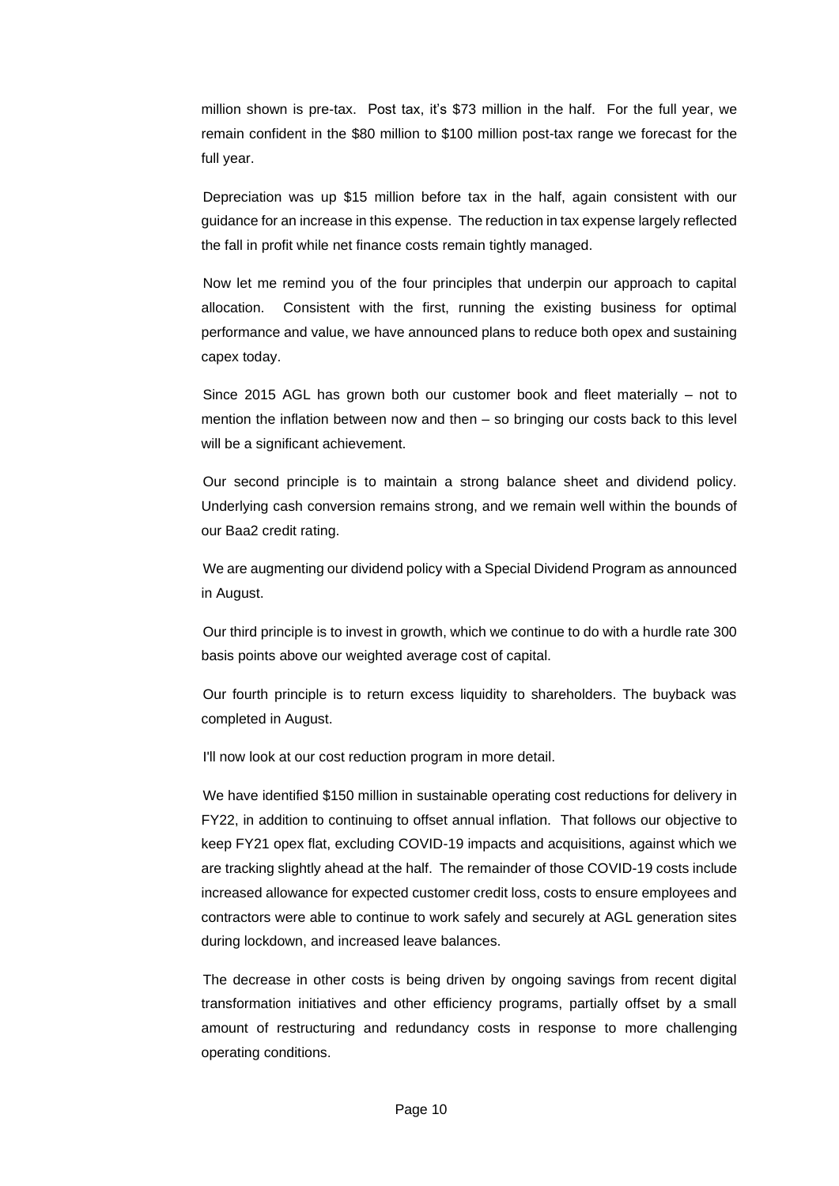million shown is pre-tax. Post tax, it's $73 million in the half. For the full year, we remain confident in the $80 million to $100 million post-tax range we forecast for the full year.

Depreciation was up $15 million before tax in the half, again consistent with our guidance for an increase in this expense. The reduction in tax expense largely reflected the fall in profit while net finance costs remain tightly managed.

Now let me remind you of the four principles that underpin our approach to capital allocation. Consistent with the first, running the existing business for optimal performance and value, we have announced plans to reduce both opex and sustaining capex today.

Since 2015 AGL has grown both our customer book and fleet materially – not to mention the inflation between now and then – so bringing our costs back to this level will be a significant achievement.

Our second principle is to maintain a strong balance sheet and dividend policy. Underlying cash conversion remains strong, and we remain well within the bounds of our Baa2 credit rating.

We are augmenting our dividend policy with a Special Dividend Program as announced in August.

Our third principle is to invest in growth, which we continue to do with a hurdle rate 300 basis points above our weighted average cost of capital.

Our fourth principle is to return excess liquidity to shareholders. The buyback was completed in August.

I'll now look at our cost reduction program in more detail.

We have identified $150 million in sustainable operating cost reductions for delivery in FY22, in addition to continuing to offset annual inflation. That follows our objective to keep FY21 opex flat, excluding COVID-19 impacts and acquisitions, against which we are tracking slightly ahead at the half. The remainder of those COVID-19 costs include increased allowance for expected customer credit loss, costs to ensure employees and contractors were able to continue to work safely and securely at AGL generation sites during lockdown, and increased leave balances.

The decrease in other costs is being driven by ongoing savings from recent digital transformation initiatives and other efficiency programs, partially offset by a small amount of restructuring and redundancy costs in response to more challenging operating conditions.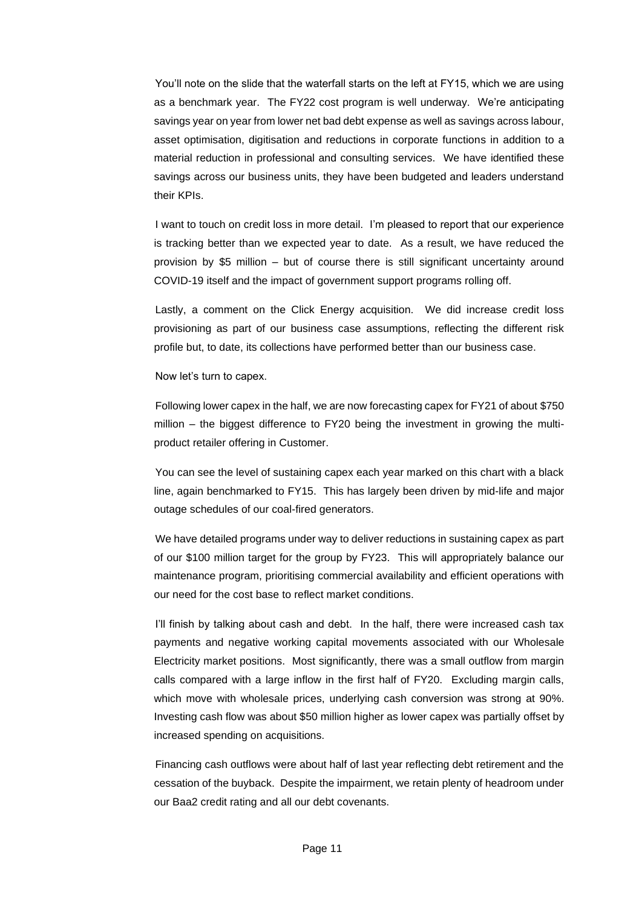You'll note on the slide that the waterfall starts on the left at FY15, which we are using as a benchmark year. The FY22 cost program is well underway. We're anticipating savings year on year from lower net bad debt expense as well as savings across labour, asset optimisation, digitisation and reductions in corporate functions in addition to a material reduction in professional and consulting services. We have identified these savings across our business units, they have been budgeted and leaders understand their KPIs.

I want to touch on credit loss in more detail. I'm pleased to report that our experience is tracking better than we expected year to date. As a result, we have reduced the provision by $5 million – but of course there is still significant uncertainty around COVID-19 itself and the impact of government support programs rolling off.

Lastly, a comment on the Click Energy acquisition. We did increase credit loss provisioning as part of our business case assumptions, reflecting the different risk profile but, to date, its collections have performed better than our business case.

Now let's turn to capex.

Following lower capex in the half, we are now forecasting capex for FY21 of about $750 million – the biggest difference to FY20 being the investment in growing the multi-product retailer offering in Customer.

You can see the level of sustaining capex each year marked on this chart with a black line, again benchmarked to FY15. This has largely been driven by mid-life and major outage schedules of our coal-fired generators.

We have detailed programs under way to deliver reductions in sustaining capex as part of our $100 million target for the group by FY23. This will appropriately balance our maintenance program, prioritising commercial availability and efficient operations with our need for the cost base to reflect market conditions.

I'll finish by talking about cash and debt. In the half, there were increased cash tax payments and negative working capital movements associated with our Wholesale Electricity market positions. Most significantly, there was a small outflow from margin calls compared with a large inflow in the first half of FY20. Excluding margin calls, which move with wholesale prices, underlying cash conversion was strong at 90%. Investing cash flow was about $50 million higher as lower capex was partially offset by increased spending on acquisitions.

Financing cash outflows were about half of last year reflecting debt retirement and the cessation of the buyback. Despite the impairment, we retain plenty of headroom under our Baa2 credit rating and all our debt covenants.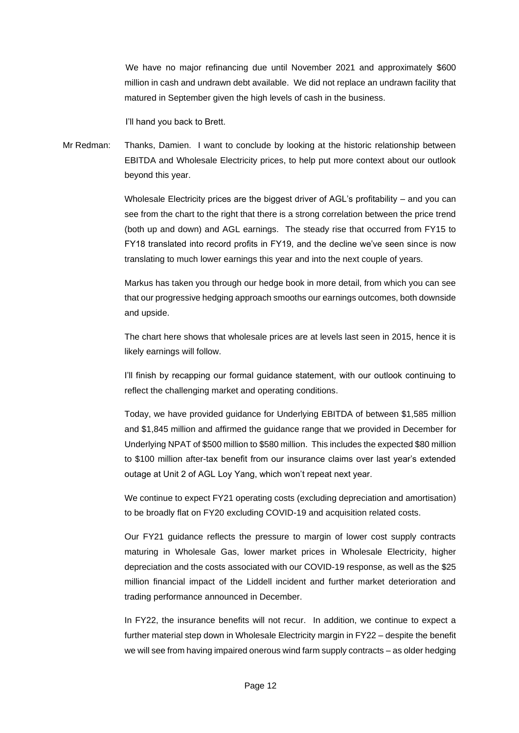We have no major refinancing due until November 2021 and approximately $600 million in cash and undrawn debt available. We did not replace an undrawn facility that matured in September given the high levels of cash in the business.

I'll hand you back to Brett.

Mr Redman: Thanks, Damien. I want to conclude by looking at the historic relationship between EBITDA and Wholesale Electricity prices, to help put more context about our outlook beyond this year.

Wholesale Electricity prices are the biggest driver of AGL's profitability – and you can see from the chart to the right that there is a strong correlation between the price trend (both up and down) and AGL earnings. The steady rise that occurred from FY15 to FY18 translated into record profits in FY19, and the decline we've seen since is now translating to much lower earnings this year and into the next couple of years.

Markus has taken you through our hedge book in more detail, from which you can see that our progressive hedging approach smooths our earnings outcomes, both downside and upside.

The chart here shows that wholesale prices are at levels last seen in 2015, hence it is likely earnings will follow.

I'll finish by recapping our formal guidance statement, with our outlook continuing to reflect the challenging market and operating conditions.

Today, we have provided guidance for Underlying EBITDA of between $1,585 million and $1,845 million and affirmed the guidance range that we provided in December for Underlying NPAT of $500 million to $580 million. This includes the expected $80 million to $100 million after-tax benefit from our insurance claims over last year's extended outage at Unit 2 of AGL Loy Yang, which won't repeat next year.

We continue to expect FY21 operating costs (excluding depreciation and amortisation) to be broadly flat on FY20 excluding COVID-19 and acquisition related costs.

Our FY21 guidance reflects the pressure to margin of lower cost supply contracts maturing in Wholesale Gas, lower market prices in Wholesale Electricity, higher depreciation and the costs associated with our COVID-19 response, as well as the $25 million financial impact of the Liddell incident and further market deterioration and trading performance announced in December.

In FY22, the insurance benefits will not recur. In addition, we continue to expect a further material step down in Wholesale Electricity margin in FY22 – despite the benefit we will see from having impaired onerous wind farm supply contracts – as older hedging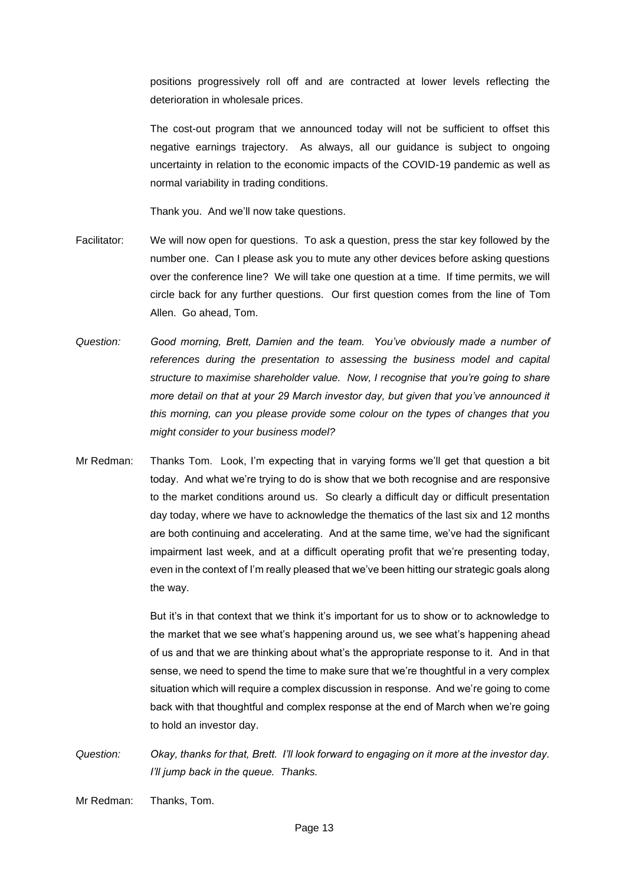positions progressively roll off and are contracted at lower levels reflecting the deterioration in wholesale prices.

The cost-out program that we announced today will not be sufficient to offset this negative earnings trajectory. As always, all our guidance is subject to ongoing uncertainty in relation to the economic impacts of the COVID-19 pandemic as well as normal variability in trading conditions.

Thank you. And we'll now take questions.

Facilitator: We will now open for questions. To ask a question, press the star key followed by the number one. Can I please ask you to mute any other devices before asking questions over the conference line? We will take one question at a time. If time permits, we will circle back for any further questions. Our first question comes from the line of Tom Allen. Go ahead, Tom.

*Question: Good morning, Brett, Damien and the team. You've obviously made a number of references during the presentation to assessing the business model and capital structure to maximise shareholder value. Now, I recognise that you're going to share more detail on that at your 29 March investor day, but given that you've announced it this morning, can you please provide some colour on the types of changes that you might consider to your business model?*

Mr Redman: Thanks Tom. Look, I'm expecting that in varying forms we'll get that question a bit today. And what we're trying to do is show that we both recognise and are responsive to the market conditions around us. So clearly a difficult day or difficult presentation day today, where we have to acknowledge the thematics of the last six and 12 months are both continuing and accelerating. And at the same time, we've had the significant impairment last week, and at a difficult operating profit that we're presenting today, even in the context of I'm really pleased that we've been hitting our strategic goals along the way.

But it's in that context that we think it's important for us to show or to acknowledge to the market that we see what's happening around us, we see what's happening ahead of us and that we are thinking about what's the appropriate response to it. And in that sense, we need to spend the time to make sure that we're thoughtful in a very complex situation which will require a complex discussion in response. And we're going to come back with that thoughtful and complex response at the end of March when we're going to hold an investor day.

*Question: Okay, thanks for that, Brett. I'll look forward to engaging on it more at the investor day. I'll jump back in the queue. Thanks.*

Mr Redman: Thanks, Tom.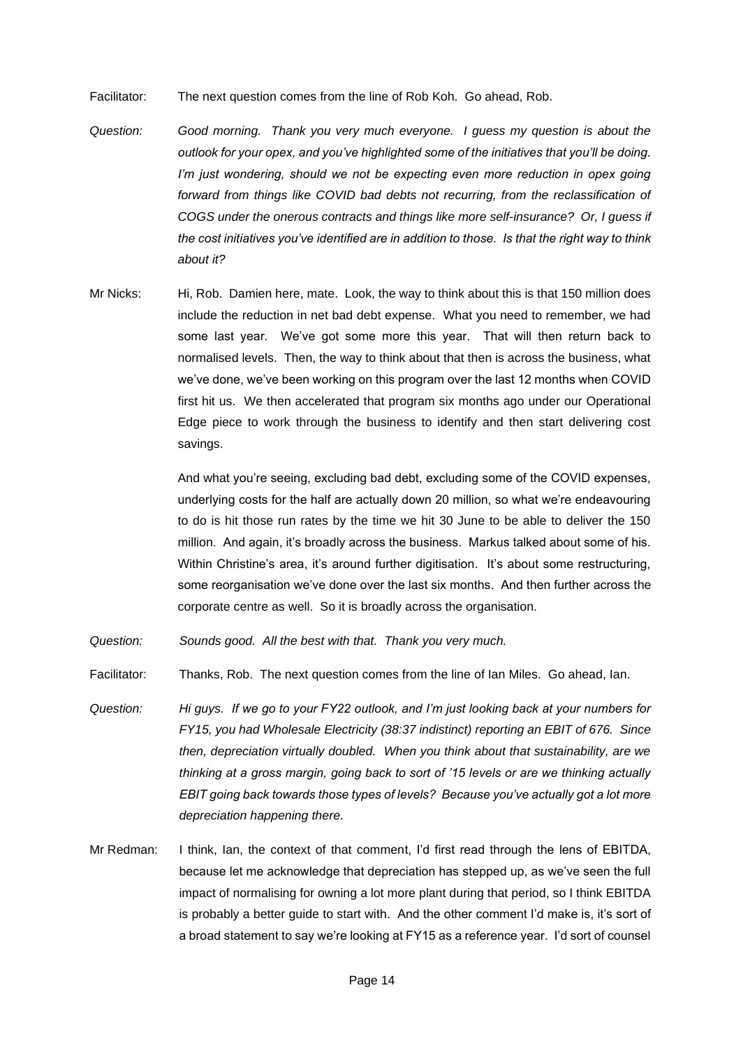Facilitator: The next question comes from the line of Rob Koh. Go ahead, Rob.

*Question: Good morning. Thank you very much everyone. I guess my question is about the outlook for your opex, and you've highlighted some of the initiatives that you'll be doing. I'm just wondering, should we not be expecting even more reduction in opex going forward from things like COVID bad debts not recurring, from the reclassification of COGS under the onerous contracts and things like more self-insurance? Or, I guess if the cost initiatives you've identified are in addition to those. Is that the right way to think about it?*

Mr Nicks: Hi, Rob. Damien here, mate. Look, the way to think about this is that 150 million does include the reduction in net bad debt expense. What you need to remember, we had some last year. We've got some more this year. That will then return back to normalised levels. Then, the way to think about that then is across the business, what we've done, we've been working on this program over the last 12 months when COVID first hit us. We then accelerated that program six months ago under our Operational Edge piece to work through the business to identify and then start delivering cost savings.

And what you're seeing, excluding bad debt, excluding some of the COVID expenses, underlying costs for the half are actually down 20 million, so what we're endeavouring to do is hit those run rates by the time we hit 30 June to be able to deliver the 150 million. And again, it's broadly across the business. Markus talked about some of his. Within Christine's area, it's around further digitisation. It's about some restructuring, some reorganisation we've done over the last six months. And then further across the corporate centre as well. So it is broadly across the organisation.

*Question: Sounds good. All the best with that. Thank you very much.*

Facilitator: Thanks, Rob. The next question comes from the line of Ian Miles. Go ahead, Ian.

*Question: Hi guys. If we go to your FY22 outlook, and I'm just looking back at your numbers for FY15, you had Wholesale Electricity (38:37 indistinct) reporting an EBIT of 676. Since then, depreciation virtually doubled. When you think about that sustainability, are we thinking at a gross margin, going back to sort of '15 levels or are we thinking actually EBIT going back towards those types of levels? Because you've actually got a lot more depreciation happening there.*

Mr Redman: I think, Ian, the context of that comment, I'd first read through the lens of EBITDA, because let me acknowledge that depreciation has stepped up, as we've seen the full impact of normalising for owning a lot more plant during that period, so I think EBITDA is probably a better guide to start with. And the other comment I'd make is, it's sort of a broad statement to say we're looking at FY15 as a reference year. I'd sort of counsel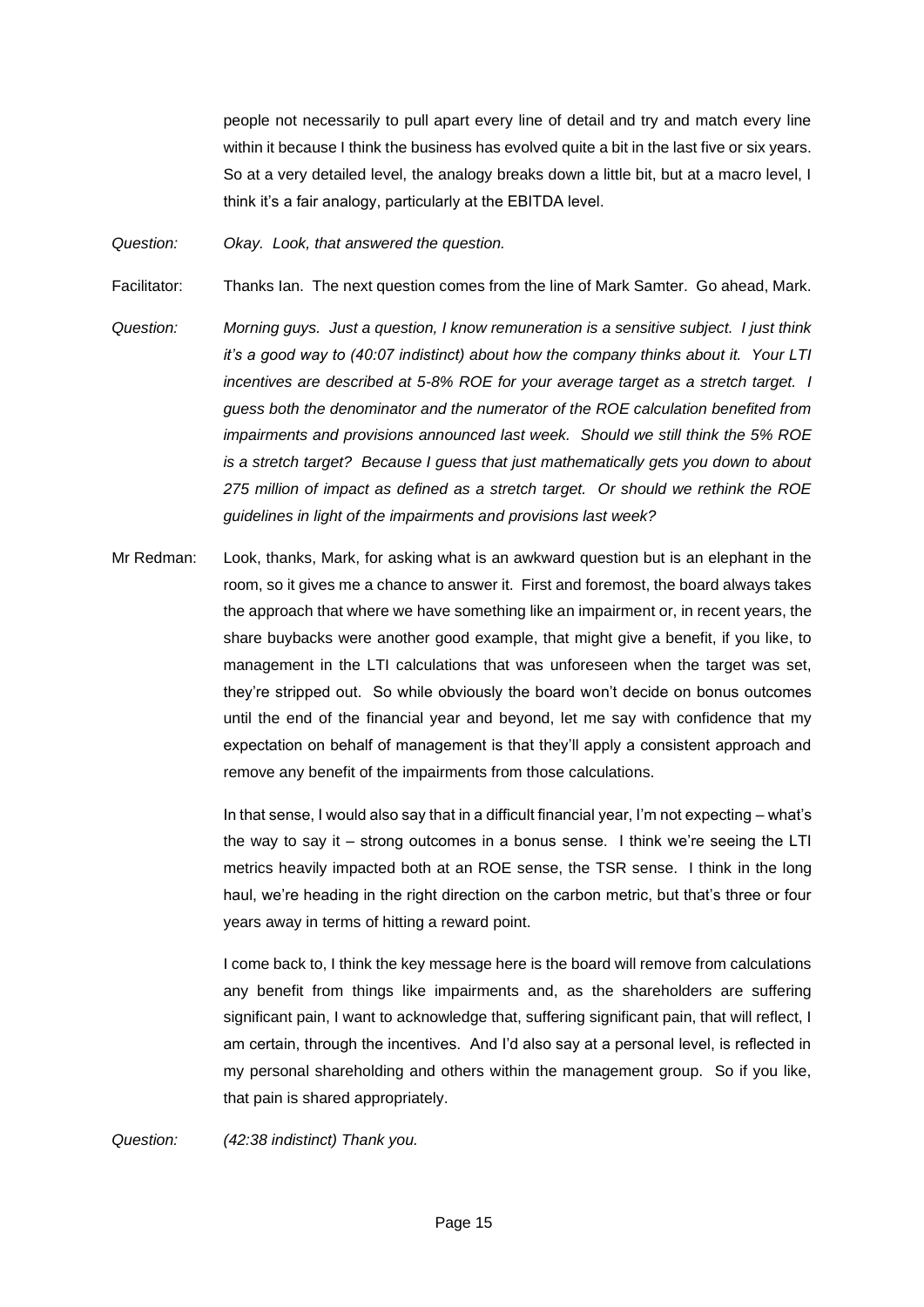people not necessarily to pull apart every line of detail and try and match every line within it because I think the business has evolved quite a bit in the last five or six years. So at a very detailed level, the analogy breaks down a little bit, but at a macro level, I think it's a fair analogy, particularly at the EBITDA level.

*Question:* *Okay. Look, that answered the question.*

Facilitator: Thanks Ian. The next question comes from the line of Mark Samter. Go ahead, Mark.

*Question:* *Morning guys. Just a question, I know remuneration is a sensitive subject. I just think it's a good way to (40:07 indistinct) about how the company thinks about it. Your LTI incentives are described at 5-8% ROE for your average target as a stretch target. I guess both the denominator and the numerator of the ROE calculation benefited from impairments and provisions announced last week. Should we still think the 5% ROE is a stretch target? Because I guess that just mathematically gets you down to about 275 million of impact as defined as a stretch target. Or should we rethink the ROE guidelines in light of the impairments and provisions last week?*

Mr Redman: Look, thanks, Mark, for asking what is an awkward question but is an elephant in the room, so it gives me a chance to answer it. First and foremost, the board always takes the approach that where we have something like an impairment or, in recent years, the share buybacks were another good example, that might give a benefit, if you like, to management in the LTI calculations that was unforeseen when the target was set, they're stripped out. So while obviously the board won't decide on bonus outcomes until the end of the financial year and beyond, let me say with confidence that my expectation on behalf of management is that they'll apply a consistent approach and remove any benefit of the impairments from those calculations.

In that sense, I would also say that in a difficult financial year, I'm not expecting – what's the way to say it – strong outcomes in a bonus sense. I think we're seeing the LTI metrics heavily impacted both at an ROE sense, the TSR sense. I think in the long haul, we're heading in the right direction on the carbon metric, but that's three or four years away in terms of hitting a reward point.

I come back to, I think the key message here is the board will remove from calculations any benefit from things like impairments and, as the shareholders are suffering significant pain, I want to acknowledge that, suffering significant pain, that will reflect, I am certain, through the incentives. And I'd also say at a personal level, is reflected in my personal shareholding and others within the management group. So if you like, that pain is shared appropriately.

*Question:* *(42:38 indistinct) Thank you.*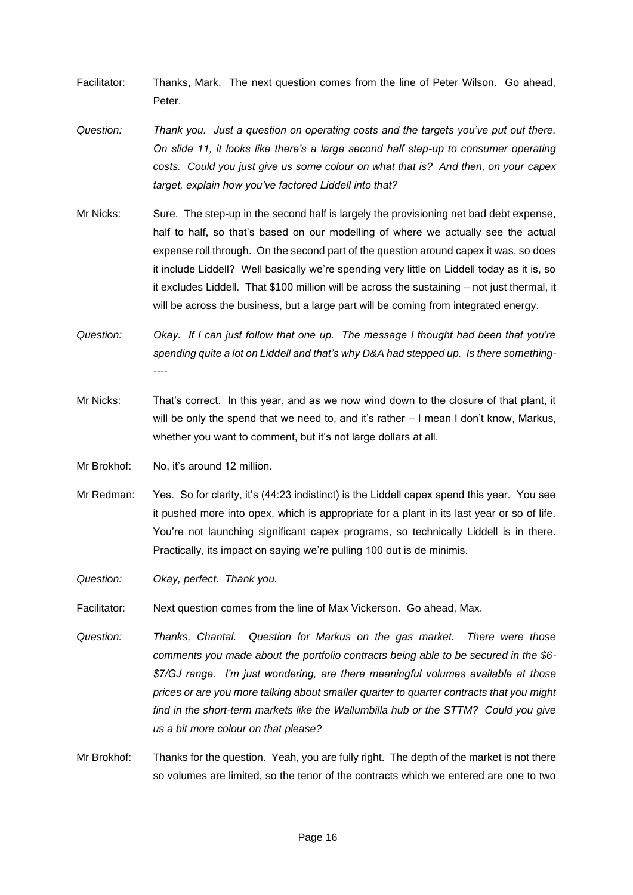Facilitator: Thanks, Mark. The next question comes from the line of Peter Wilson. Go ahead, Peter.

*Question: Thank you. Just a question on operating costs and the targets you've put out there. On slide 11, it looks like there's a large second half step-up to consumer operating costs. Could you just give us some colour on what that is? And then, on your capex target, explain how you've factored Liddell into that?*

Mr Nicks: Sure. The step-up in the second half is largely the provisioning net bad debt expense, half to half, so that's based on our modelling of where we actually see the actual expense roll through. On the second part of the question around capex it was, so does it include Liddell? Well basically we're spending very little on Liddell today as it is, so it excludes Liddell. That $100 million will be across the sustaining – not just thermal, it will be across the business, but a large part will be coming from integrated energy.

*Question: Okay. If I can just follow that one up. The message I thought had been that you're spending quite a lot on Liddell and that's why D&A had stepped up. Is there something-----*

Mr Nicks: That's correct. In this year, and as we now wind down to the closure of that plant, it will be only the spend that we need to, and it's rather – I mean I don't know, Markus, whether you want to comment, but it's not large dollars at all.

Mr Brokhof: No, it's around 12 million.

Mr Redman: Yes. So for clarity, it's (44:23 indistinct) is the Liddell capex spend this year. You see it pushed more into opex, which is appropriate for a plant in its last year or so of life. You're not launching significant capex programs, so technically Liddell is in there. Practically, its impact on saying we're pulling 100 out is de minimis.

*Question: Okay, perfect. Thank you.*

Facilitator: Next question comes from the line of Max Vickerson. Go ahead, Max.

*Question: Thanks, Chantal. Question for Markus on the gas market. There were those comments you made about the portfolio contracts being able to be secured in the $6-$7/GJ range. I'm just wondering, are there meaningful volumes available at those prices or are you more talking about smaller quarter to quarter contracts that you might find in the short-term markets like the Wallumbilla hub or the STTM? Could you give us a bit more colour on that please?*

Mr Brokhof: Thanks for the question. Yeah, you are fully right. The depth of the market is not there so volumes are limited, so the tenor of the contracts which we entered are one to two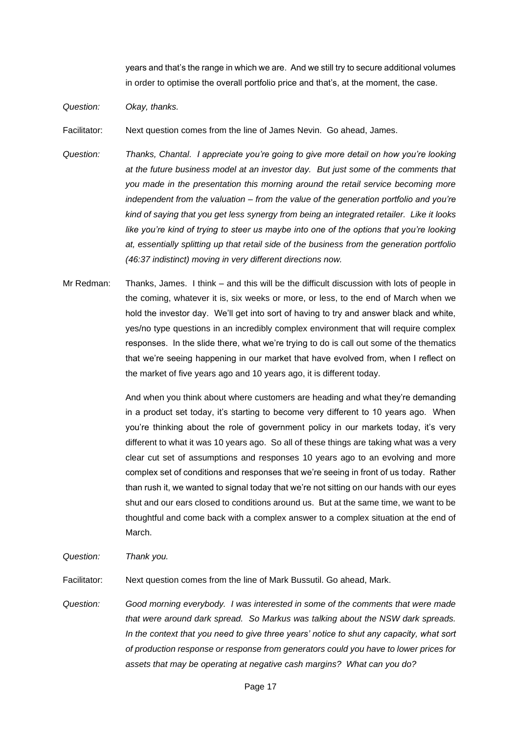years and that's the range in which we are. And we still try to secure additional volumes in order to optimise the overall portfolio price and that's, at the moment, the case.

*Question:* *Okay, thanks.*

Facilitator: Next question comes from the line of James Nevin. Go ahead, James.

*Question:* *Thanks, Chantal. I appreciate you're going to give more detail on how you're looking at the future business model at an investor day. But just some of the comments that you made in the presentation this morning around the retail service becoming more independent from the valuation – from the value of the generation portfolio and you're kind of saying that you get less synergy from being an integrated retailer. Like it looks like you're kind of trying to steer us maybe into one of the options that you're looking at, essentially splitting up that retail side of the business from the generation portfolio (46:37 indistinct) moving in very different directions now.*

Mr Redman: Thanks, James. I think – and this will be the difficult discussion with lots of people in the coming, whatever it is, six weeks or more, or less, to the end of March when we hold the investor day. We'll get into sort of having to try and answer black and white, yes/no type questions in an incredibly complex environment that will require complex responses. In the slide there, what we're trying to do is call out some of the thematics that we're seeing happening in our market that have evolved from, when I reflect on the market of five years ago and 10 years ago, it is different today.

And when you think about where customers are heading and what they're demanding in a product set today, it's starting to become very different to 10 years ago. When you're thinking about the role of government policy in our markets today, it's very different to what it was 10 years ago. So all of these things are taking what was a very clear cut set of assumptions and responses 10 years ago to an evolving and more complex set of conditions and responses that we're seeing in front of us today. Rather than rush it, we wanted to signal today that we're not sitting on our hands with our eyes shut and our ears closed to conditions around us. But at the same time, we want to be thoughtful and come back with a complex answer to a complex situation at the end of March.

*Question:* *Thank you.*

Facilitator: Next question comes from the line of Mark Bussutil. Go ahead, Mark.

*Question:* *Good morning everybody. I was interested in some of the comments that were made that were around dark spread. So Markus was talking about the NSW dark spreads. In the context that you need to give three years' notice to shut any capacity, what sort of production response or response from generators could you have to lower prices for assets that may be operating at negative cash margins? What can you do?*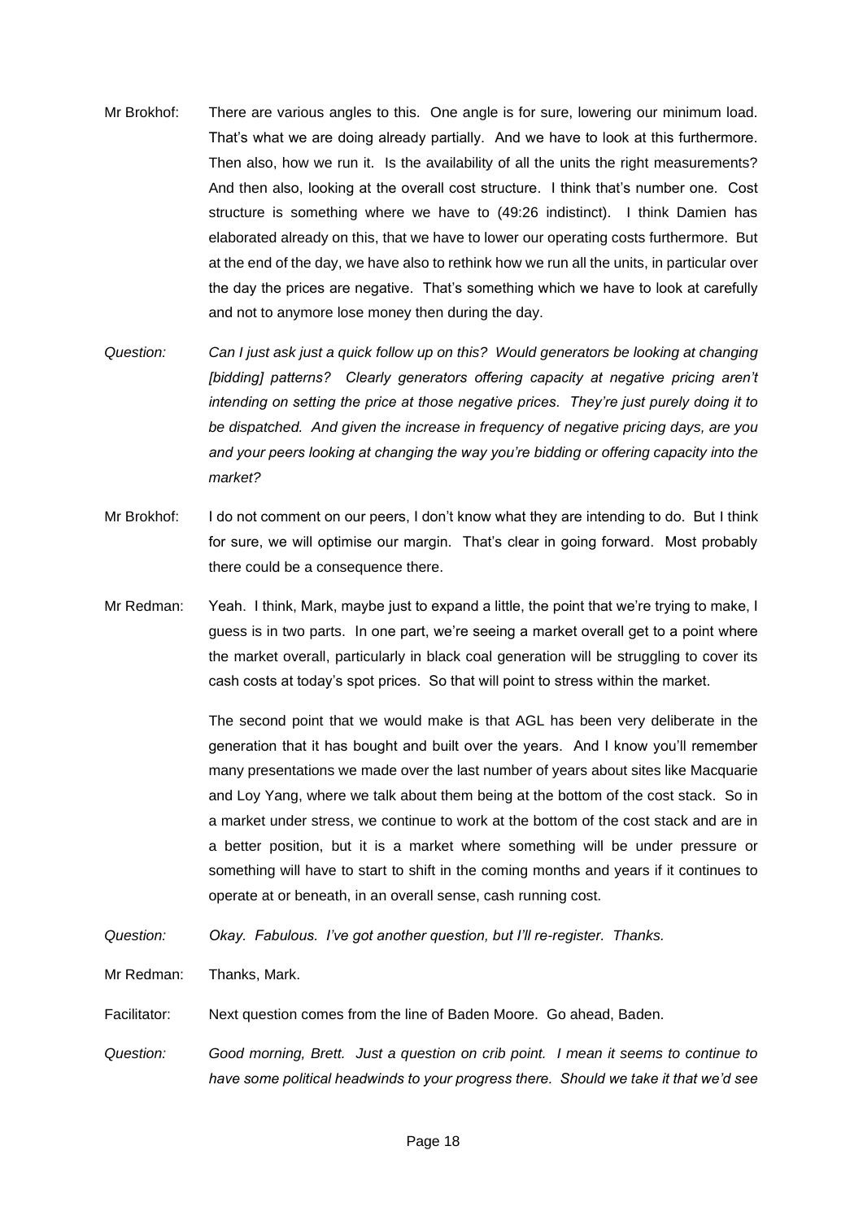Mr Brokhof: There are various angles to this. One angle is for sure, lowering our minimum load. That's what we are doing already partially. And we have to look at this furthermore. Then also, how we run it. Is the availability of all the units the right measurements? And then also, looking at the overall cost structure. I think that's number one. Cost structure is something where we have to (49:26 indistinct). I think Damien has elaborated already on this, that we have to lower our operating costs furthermore. But at the end of the day, we have also to rethink how we run all the units, in particular over the day the prices are negative. That's something which we have to look at carefully and not to anymore lose money then during the day.

*Question: Can I just ask just a quick follow up on this? Would generators be looking at changing [bidding] patterns? Clearly generators offering capacity at negative pricing aren't intending on setting the price at those negative prices. They're just purely doing it to be dispatched. And given the increase in frequency of negative pricing days, are you and your peers looking at changing the way you're bidding or offering capacity into the market?*

Mr Brokhof: I do not comment on our peers, I don't know what they are intending to do. But I think for sure, we will optimise our margin. That's clear in going forward. Most probably there could be a consequence there.

Mr Redman: Yeah. I think, Mark, maybe just to expand a little, the point that we're trying to make, I guess is in two parts. In one part, we're seeing a market overall get to a point where the market overall, particularly in black coal generation will be struggling to cover its cash costs at today's spot prices. So that will point to stress within the market.

The second point that we would make is that AGL has been very deliberate in the generation that it has bought and built over the years. And I know you'll remember many presentations we made over the last number of years about sites like Macquarie and Loy Yang, where we talk about them being at the bottom of the cost stack. So in a market under stress, we continue to work at the bottom of the cost stack and are in a better position, but it is a market where something will be under pressure or something will have to start to shift in the coming months and years if it continues to operate at or beneath, in an overall sense, cash running cost.

*Question: Okay. Fabulous. I've got another question, but I'll re-register. Thanks.*

Mr Redman: Thanks, Mark.

Facilitator: Next question comes from the line of Baden Moore. Go ahead, Baden.

*Question: Good morning, Brett. Just a question on crib point. I mean it seems to continue to have some political headwinds to your progress there. Should we take it that we'd see*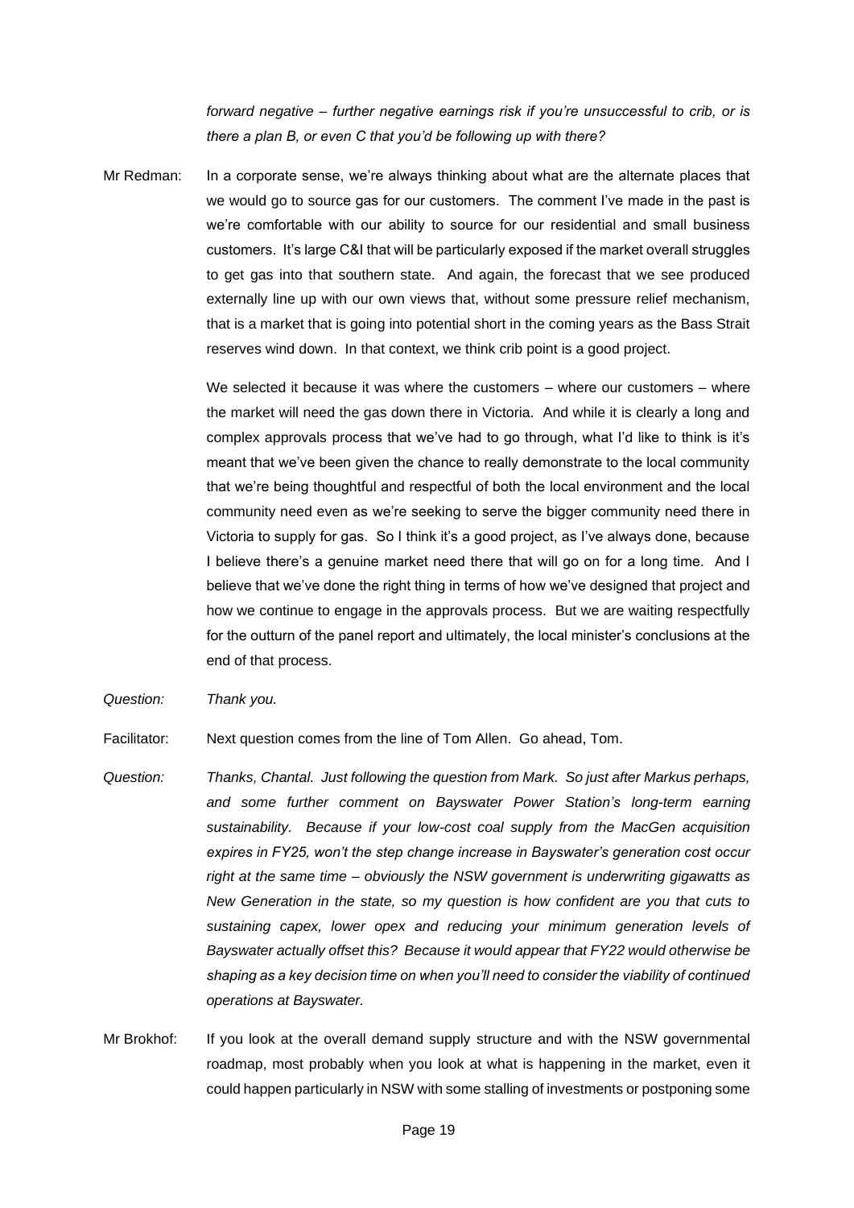*forward negative – further negative earnings risk if you're unsuccessful to crib, or is there a plan B, or even C that you'd be following up with there?*

Mr Redman: In a corporate sense, we're always thinking about what are the alternate places that we would go to source gas for our customers. The comment I've made in the past is we're comfortable with our ability to source for our residential and small business customers. It's large C&I that will be particularly exposed if the market overall struggles to get gas into that southern state. And again, the forecast that we see produced externally line up with our own views that, without some pressure relief mechanism, that is a market that is going into potential short in the coming years as the Bass Strait reserves wind down. In that context, we think crib point is a good project.

We selected it because it was where the customers – where our customers – where the market will need the gas down there in Victoria. And while it is clearly a long and complex approvals process that we've had to go through, what I'd like to think is it's meant that we've been given the chance to really demonstrate to the local community that we're being thoughtful and respectful of both the local environment and the local community need even as we're seeking to serve the bigger community need there in Victoria to supply for gas. So I think it's a good project, as I've always done, because I believe there's a genuine market need there that will go on for a long time. And I believe that we've done the right thing in terms of how we've designed that project and how we continue to engage in the approvals process. But we are waiting respectfully for the outturn of the panel report and ultimately, the local minister's conclusions at the end of that process.

*Question: Thank you.*

Facilitator: Next question comes from the line of Tom Allen. Go ahead, Tom.

*Question: Thanks, Chantal. Just following the question from Mark. So just after Markus perhaps, and some further comment on Bayswater Power Station's long-term earning sustainability. Because if your low-cost coal supply from the MacGen acquisition expires in FY25, won't the step change increase in Bayswater's generation cost occur right at the same time – obviously the NSW government is underwriting gigawatts as New Generation in the state, so my question is how confident are you that cuts to sustaining capex, lower opex and reducing your minimum generation levels of Bayswater actually offset this? Because it would appear that FY22 would otherwise be shaping as a key decision time on when you'll need to consider the viability of continued operations at Bayswater.*

Mr Brokhof: If you look at the overall demand supply structure and with the NSW governmental roadmap, most probably when you look at what is happening in the market, even it could happen particularly in NSW with some stalling of investments or postponing some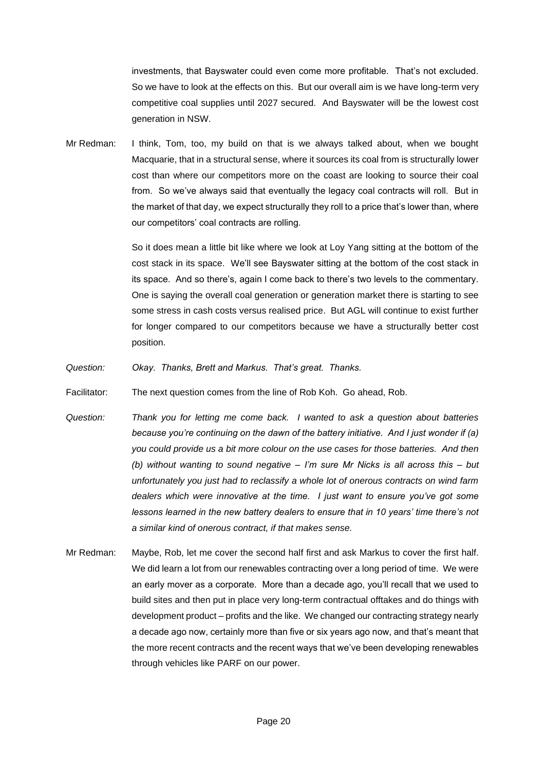investments, that Bayswater could even come more profitable. That's not excluded. So we have to look at the effects on this. But our overall aim is we have long-term very competitive coal supplies until 2027 secured. And Bayswater will be the lowest cost generation in NSW.

Mr Redman: I think, Tom, too, my build on that is we always talked about, when we bought Macquarie, that in a structural sense, where it sources its coal from is structurally lower cost than where our competitors more on the coast are looking to source their coal from. So we've always said that eventually the legacy coal contracts will roll. But in the market of that day, we expect structurally they roll to a price that's lower than, where our competitors' coal contracts are rolling.

So it does mean a little bit like where we look at Loy Yang sitting at the bottom of the cost stack in its space. We'll see Bayswater sitting at the bottom of the cost stack in its space. And so there's, again I come back to there's two levels to the commentary. One is saying the overall coal generation or generation market there is starting to see some stress in cash costs versus realised price. But AGL will continue to exist further for longer compared to our competitors because we have a structurally better cost position.

*Question: Okay. Thanks, Brett and Markus. That's great. Thanks.*

Facilitator: The next question comes from the line of Rob Koh. Go ahead, Rob.

*Question: Thank you for letting me come back. I wanted to ask a question about batteries because you're continuing on the dawn of the battery initiative. And I just wonder if (a) you could provide us a bit more colour on the use cases for those batteries. And then (b) without wanting to sound negative – I'm sure Mr Nicks is all across this – but unfortunately you just had to reclassify a whole lot of onerous contracts on wind farm dealers which were innovative at the time. I just want to ensure you've got some lessons learned in the new battery dealers to ensure that in 10 years' time there's not a similar kind of onerous contract, if that makes sense.*

Mr Redman: Maybe, Rob, let me cover the second half first and ask Markus to cover the first half. We did learn a lot from our renewables contracting over a long period of time. We were an early mover as a corporate. More than a decade ago, you'll recall that we used to build sites and then put in place very long-term contractual offtakes and do things with development product – profits and the like. We changed our contracting strategy nearly a decade ago now, certainly more than five or six years ago now, and that's meant that the more recent contracts and the recent ways that we've been developing renewables through vehicles like PARF on our power.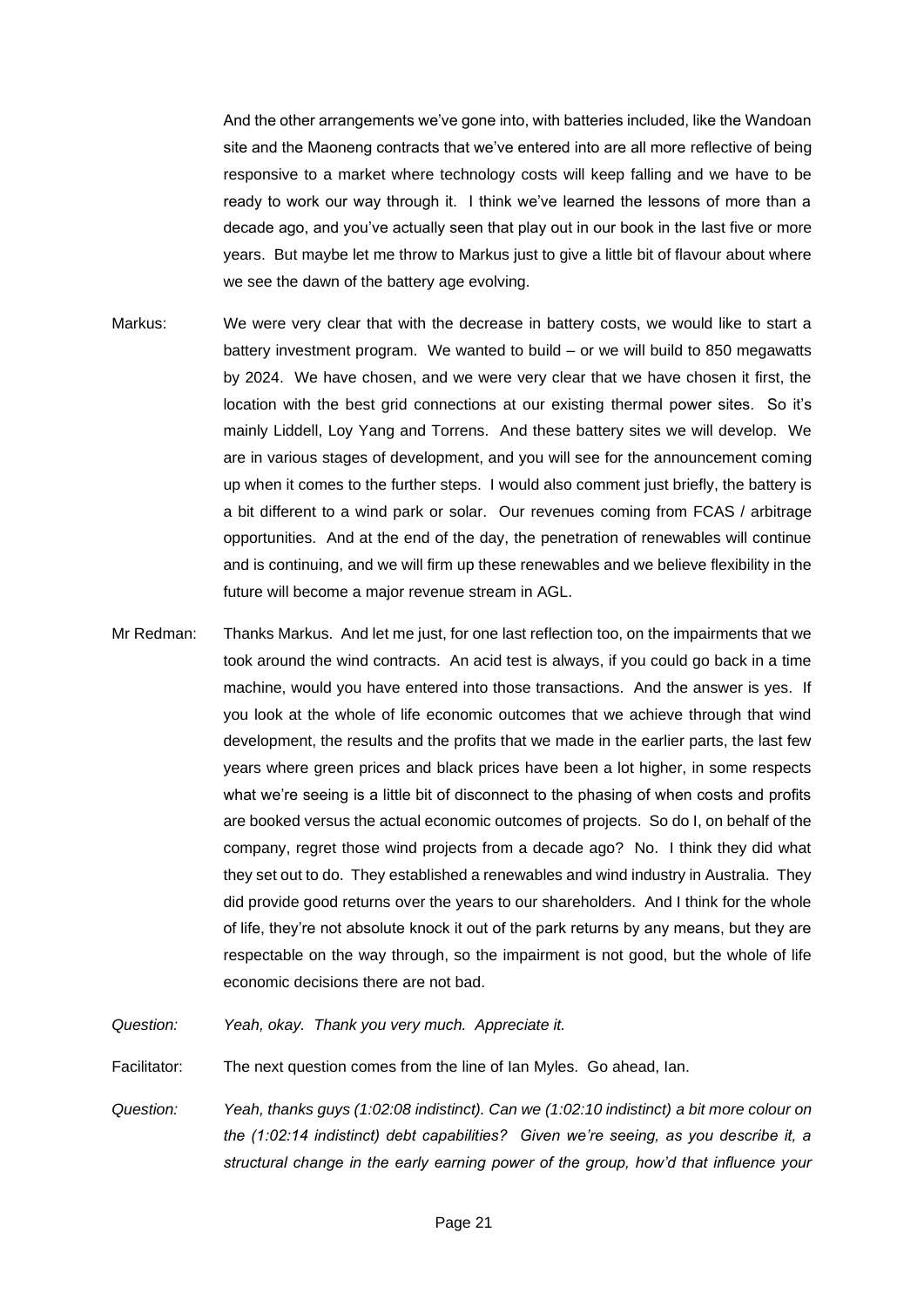And the other arrangements we've gone into, with batteries included, like the Wandoan site and the Maoneng contracts that we've entered into are all more reflective of being responsive to a market where technology costs will keep falling and we have to be ready to work our way through it. I think we've learned the lessons of more than a decade ago, and you've actually seen that play out in our book in the last five or more years. But maybe let me throw to Markus just to give a little bit of flavour about where we see the dawn of the battery age evolving.

Markus: We were very clear that with the decrease in battery costs, we would like to start a battery investment program. We wanted to build – or we will build to 850 megawatts by 2024. We have chosen, and we were very clear that we have chosen it first, the location with the best grid connections at our existing thermal power sites. So it's mainly Liddell, Loy Yang and Torrens. And these battery sites we will develop. We are in various stages of development, and you will see for the announcement coming up when it comes to the further steps. I would also comment just briefly, the battery is a bit different to a wind park or solar. Our revenues coming from FCAS / arbitrage opportunities. And at the end of the day, the penetration of renewables will continue and is continuing, and we will firm up these renewables and we believe flexibility in the future will become a major revenue stream in AGL.

Mr Redman: Thanks Markus. And let me just, for one last reflection too, on the impairments that we took around the wind contracts. An acid test is always, if you could go back in a time machine, would you have entered into those transactions. And the answer is yes. If you look at the whole of life economic outcomes that we achieve through that wind development, the results and the profits that we made in the earlier parts, the last few years where green prices and black prices have been a lot higher, in some respects what we're seeing is a little bit of disconnect to the phasing of when costs and profits are booked versus the actual economic outcomes of projects. So do I, on behalf of the company, regret those wind projects from a decade ago? No. I think they did what they set out to do. They established a renewables and wind industry in Australia. They did provide good returns over the years to our shareholders. And I think for the whole of life, they're not absolute knock it out of the park returns by any means, but they are respectable on the way through, so the impairment is not good, but the whole of life economic decisions there are not bad.

*Question: Yeah, okay. Thank you very much. Appreciate it.*

Facilitator: The next question comes from the line of Ian Myles. Go ahead, Ian.

*Question: Yeah, thanks guys (1:02:08 indistinct). Can we (1:02:10 indistinct) a bit more colour on the (1:02:14 indistinct) debt capabilities? Given we're seeing, as you describe it, a structural change in the early earning power of the group, how'd that influence your*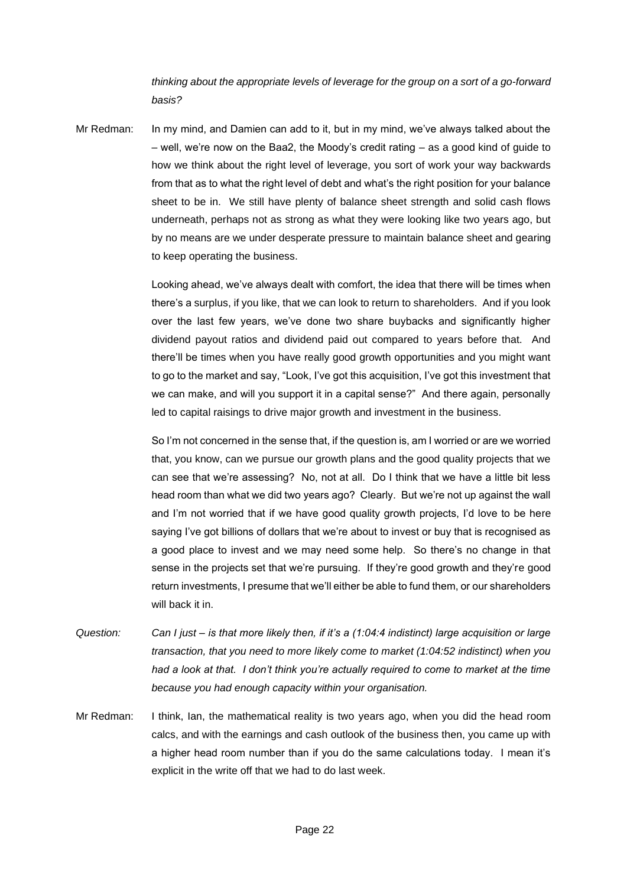*thinking about the appropriate levels of leverage for the group on a sort of a go-forward basis?*

Mr Redman: In my mind, and Damien can add to it, but in my mind, we've always talked about the – well, we're now on the Baa2, the Moody's credit rating – as a good kind of guide to how we think about the right level of leverage, you sort of work your way backwards from that as to what the right level of debt and what's the right position for your balance sheet to be in. We still have plenty of balance sheet strength and solid cash flows underneath, perhaps not as strong as what they were looking like two years ago, but by no means are we under desperate pressure to maintain balance sheet and gearing to keep operating the business.

Looking ahead, we've always dealt with comfort, the idea that there will be times when there's a surplus, if you like, that we can look to return to shareholders. And if you look over the last few years, we've done two share buybacks and significantly higher dividend payout ratios and dividend paid out compared to years before that. And there'll be times when you have really good growth opportunities and you might want to go to the market and say, "Look, I've got this acquisition, I've got this investment that we can make, and will you support it in a capital sense?" And there again, personally led to capital raisings to drive major growth and investment in the business.

So I'm not concerned in the sense that, if the question is, am I worried or are we worried that, you know, can we pursue our growth plans and the good quality projects that we can see that we're assessing? No, not at all. Do I think that we have a little bit less head room than what we did two years ago? Clearly. But we're not up against the wall and I'm not worried that if we have good quality growth projects, I'd love to be here saying I've got billions of dollars that we're about to invest or buy that is recognised as a good place to invest and we may need some help. So there's no change in that sense in the projects set that we're pursuing. If they're good growth and they're good return investments, I presume that we'll either be able to fund them, or our shareholders will back it in.

*Question: Can I just – is that more likely then, if it's a (1:04:4 indistinct) large acquisition or large transaction, that you need to more likely come to market (1:04:52 indistinct) when you had a look at that. I don't think you're actually required to come to market at the time because you had enough capacity within your organisation.*

Mr Redman: I think, Ian, the mathematical reality is two years ago, when you did the head room calcs, and with the earnings and cash outlook of the business then, you came up with a higher head room number than if you do the same calculations today. I mean it's explicit in the write off that we had to do last week.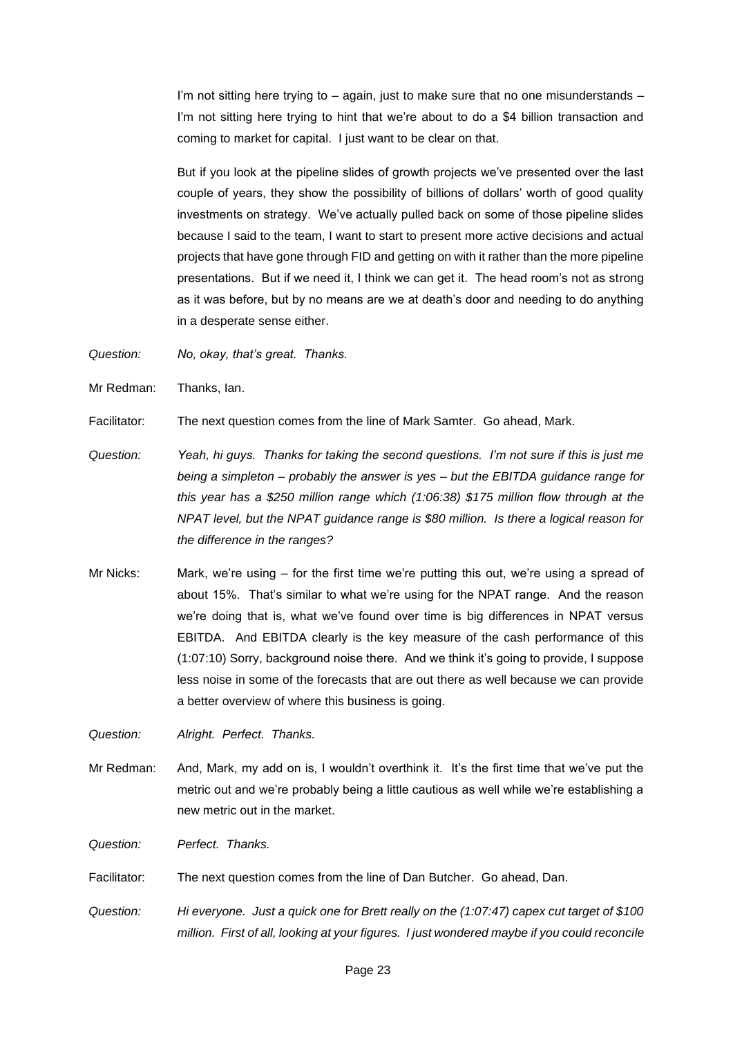I'm not sitting here trying to – again, just to make sure that no one misunderstands – I'm not sitting here trying to hint that we're about to do a $4 billion transaction and coming to market for capital. I just want to be clear on that.

But if you look at the pipeline slides of growth projects we've presented over the last couple of years, they show the possibility of billions of dollars' worth of good quality investments on strategy. We've actually pulled back on some of those pipeline slides because I said to the team, I want to start to present more active decisions and actual projects that have gone through FID and getting on with it rather than the more pipeline presentations. But if we need it, I think we can get it. The head room's not as strong as it was before, but by no means are we at death's door and needing to do anything in a desperate sense either.

Question: *No, okay, that's great. Thanks.*

Mr Redman: Thanks, Ian.

Facilitator: The next question comes from the line of Mark Samter. Go ahead, Mark.

Question: *Yeah, hi guys. Thanks for taking the second questions. I'm not sure if this is just me being a simpleton – probably the answer is yes – but the EBITDA guidance range for this year has a $250 million range which (1:06:38) $175 million flow through at the NPAT level, but the NPAT guidance range is $80 million. Is there a logical reason for the difference in the ranges?*

Mr Nicks: Mark, we're using – for the first time we're putting this out, we're using a spread of about 15%. That's similar to what we're using for the NPAT range. And the reason we're doing that is, what we've found over time is big differences in NPAT versus EBITDA. And EBITDA clearly is the key measure of the cash performance of this (1:07:10) Sorry, background noise there. And we think it's going to provide, I suppose less noise in some of the forecasts that are out there as well because we can provide a better overview of where this business is going.

Question: *Alright. Perfect. Thanks.*

Mr Redman: And, Mark, my add on is, I wouldn't overthink it. It's the first time that we've put the metric out and we're probably being a little cautious as well while we're establishing a new metric out in the market.

Question: *Perfect. Thanks.*

Facilitator: The next question comes from the line of Dan Butcher. Go ahead, Dan.

Question: *Hi everyone. Just a quick one for Brett really on the (1:07:47) capex cut target of $100 million. First of all, looking at your figures. I just wondered maybe if you could reconcile*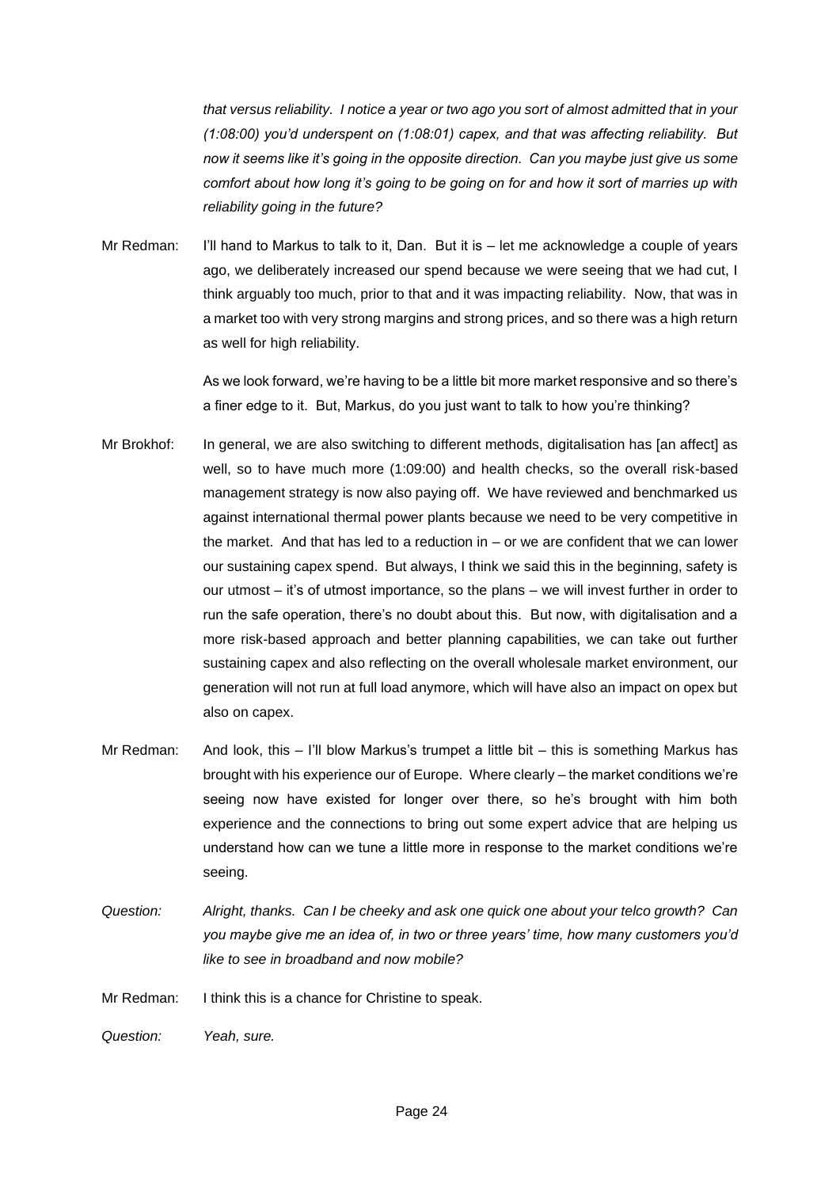*that versus reliability. I notice a year or two ago you sort of almost admitted that in your (1:08:00) you'd underspent on (1:08:01) capex, and that was affecting reliability. But now it seems like it's going in the opposite direction. Can you maybe just give us some comfort about how long it's going to be going on for and how it sort of marries up with reliability going in the future?*

Mr Redman: I'll hand to Markus to talk to it, Dan. But it is – let me acknowledge a couple of years ago, we deliberately increased our spend because we were seeing that we had cut, I think arguably too much, prior to that and it was impacting reliability. Now, that was in a market too with very strong margins and strong prices, and so there was a high return as well for high reliability.

As we look forward, we're having to be a little bit more market responsive and so there's a finer edge to it. But, Markus, do you just want to talk to how you're thinking?

Mr Brokhof: In general, we are also switching to different methods, digitalisation has [an affect] as well, so to have much more (1:09:00) and health checks, so the overall risk-based management strategy is now also paying off. We have reviewed and benchmarked us against international thermal power plants because we need to be very competitive in the market. And that has led to a reduction in – or we are confident that we can lower our sustaining capex spend. But always, I think we said this in the beginning, safety is our utmost – it's of utmost importance, so the plans – we will invest further in order to run the safe operation, there's no doubt about this. But now, with digitalisation and a more risk-based approach and better planning capabilities, we can take out further sustaining capex and also reflecting on the overall wholesale market environment, our generation will not run at full load anymore, which will have also an impact on opex but also on capex.

Mr Redman: And look, this – I'll blow Markus's trumpet a little bit – this is something Markus has brought with his experience our of Europe. Where clearly – the market conditions we're seeing now have existed for longer over there, so he's brought with him both experience and the connections to bring out some expert advice that are helping us understand how can we tune a little more in response to the market conditions we're seeing.

*Question: Alright, thanks. Can I be cheeky and ask one quick one about your telco growth? Can you maybe give me an idea of, in two or three years' time, how many customers you'd like to see in broadband and now mobile?*

Mr Redman: I think this is a chance for Christine to speak.

*Question: Yeah, sure.*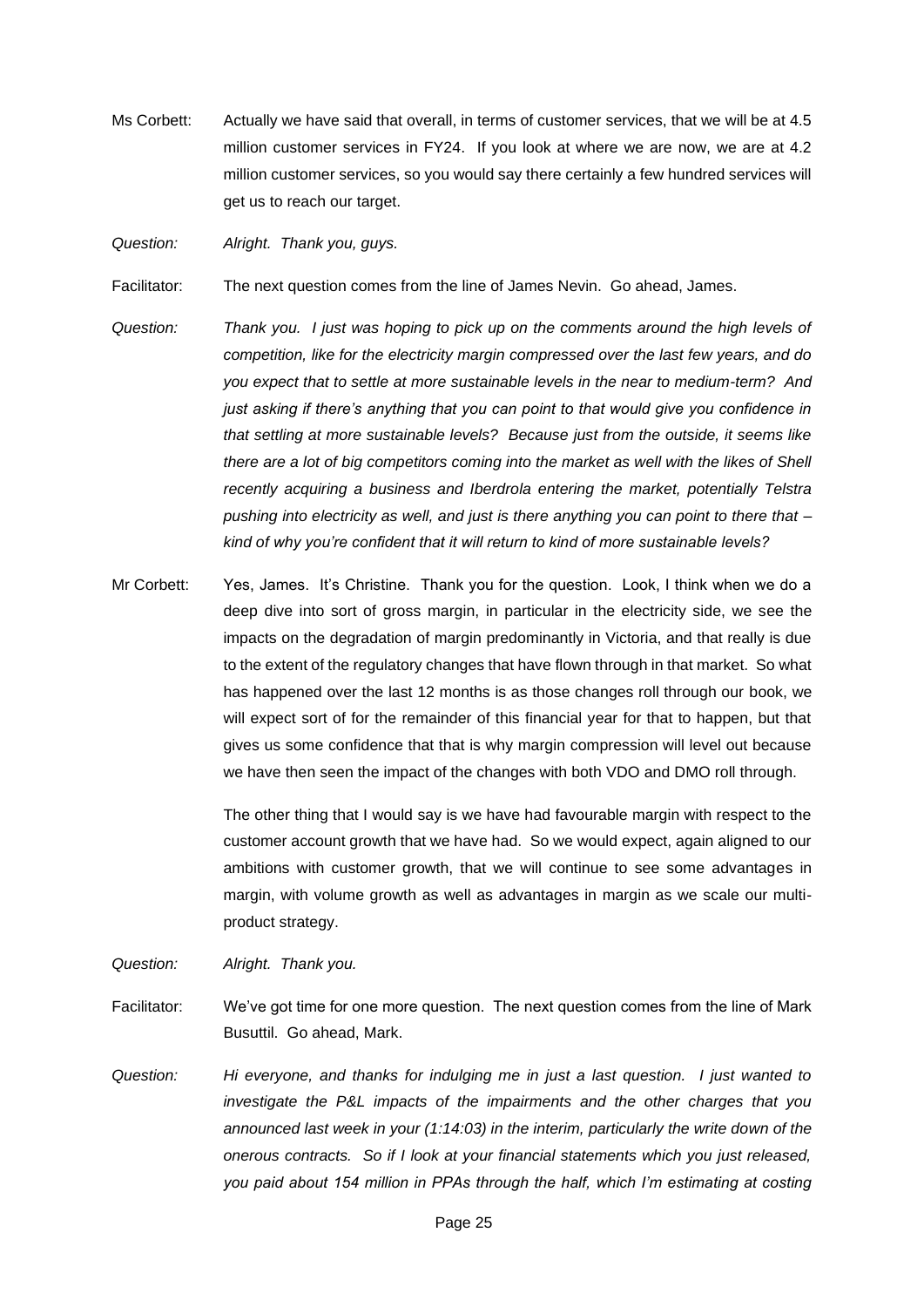Ms Corbett: Actually we have said that overall, in terms of customer services, that we will be at 4.5 million customer services in FY24. If you look at where we are now, we are at 4.2 million customer services, so you would say there certainly a few hundred services will get us to reach our target.

*Question: Alright. Thank you, guys.*

Facilitator: The next question comes from the line of James Nevin. Go ahead, James.

*Question: Thank you. I just was hoping to pick up on the comments around the high levels of competition, like for the electricity margin compressed over the last few years, and do you expect that to settle at more sustainable levels in the near to medium-term? And just asking if there's anything that you can point to that would give you confidence in that settling at more sustainable levels? Because just from the outside, it seems like there are a lot of big competitors coming into the market as well with the likes of Shell recently acquiring a business and Iberdrola entering the market, potentially Telstra pushing into electricity as well, and just is there anything you can point to there that – kind of why you're confident that it will return to kind of more sustainable levels?*

Mr Corbett: Yes, James. It's Christine. Thank you for the question. Look, I think when we do a deep dive into sort of gross margin, in particular in the electricity side, we see the impacts on the degradation of margin predominantly in Victoria, and that really is due to the extent of the regulatory changes that have flown through in that market. So what has happened over the last 12 months is as those changes roll through our book, we will expect sort of for the remainder of this financial year for that to happen, but that gives us some confidence that that is why margin compression will level out because we have then seen the impact of the changes with both VDO and DMO roll through.

The other thing that I would say is we have had favourable margin with respect to the customer account growth that we have had. So we would expect, again aligned to our ambitions with customer growth, that we will continue to see some advantages in margin, with volume growth as well as advantages in margin as we scale our multi-product strategy.

*Question: Alright. Thank you.*

Facilitator: We've got time for one more question. The next question comes from the line of Mark Busuttil. Go ahead, Mark.

*Question: Hi everyone, and thanks for indulging me in just a last question. I just wanted to investigate the P&L impacts of the impairments and the other charges that you announced last week in your (1:14:03) in the interim, particularly the write down of the onerous contracts. So if I look at your financial statements which you just released, you paid about 154 million in PPAs through the half, which I'm estimating at costing*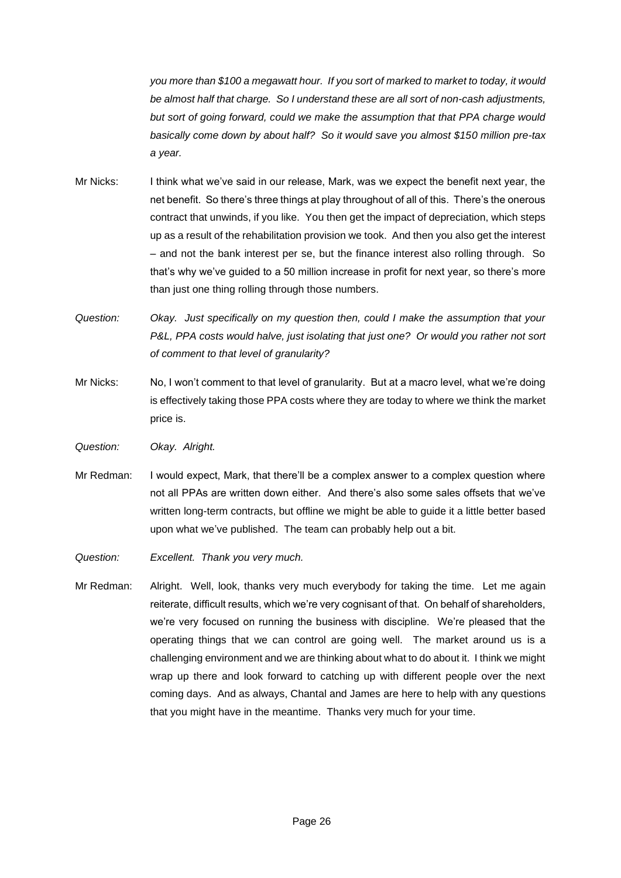*you more than $100 a megawatt hour. If you sort of marked to market to today, it would be almost half that charge. So I understand these are all sort of non-cash adjustments, but sort of going forward, could we make the assumption that that PPA charge would basically come down by about half? So it would save you almost $150 million pre-tax a year.*

Mr Nicks: I think what we've said in our release, Mark, was we expect the benefit next year, the net benefit. So there's three things at play throughout of all of this. There's the onerous contract that unwinds, if you like. You then get the impact of depreciation, which steps up as a result of the rehabilitation provision we took. And then you also get the interest – and not the bank interest per se, but the finance interest also rolling through. So that's why we've guided to a 50 million increase in profit for next year, so there's more than just one thing rolling through those numbers.

*Question: Okay. Just specifically on my question then, could I make the assumption that your P&L, PPA costs would halve, just isolating that just one? Or would you rather not sort of comment to that level of granularity?*

Mr Nicks: No, I won't comment to that level of granularity. But at a macro level, what we're doing is effectively taking those PPA costs where they are today to where we think the market price is.

*Question: Okay. Alright.*

Mr Redman: I would expect, Mark, that there'll be a complex answer to a complex question where not all PPAs are written down either. And there's also some sales offsets that we've written long-term contracts, but offline we might be able to guide it a little better based upon what we've published. The team can probably help out a bit.

*Question: Excellent. Thank you very much.*

Mr Redman: Alright. Well, look, thanks very much everybody for taking the time. Let me again reiterate, difficult results, which we're very cognisant of that. On behalf of shareholders, we're very focused on running the business with discipline. We're pleased that the operating things that we can control are going well. The market around us is a challenging environment and we are thinking about what to do about it. I think we might wrap up there and look forward to catching up with different people over the next coming days. And as always, Chantal and James are here to help with any questions that you might have in the meantime. Thanks very much for your time.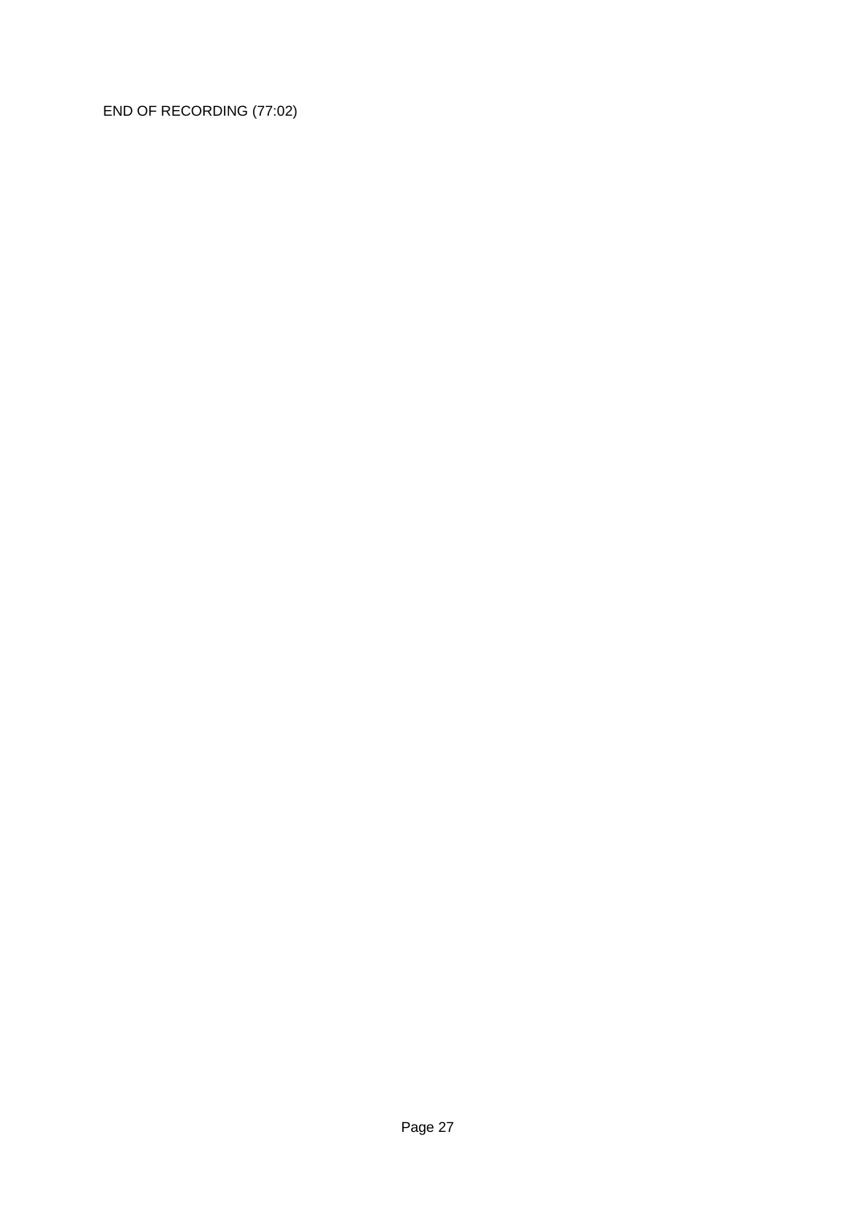END OF RECORDING (77:02)